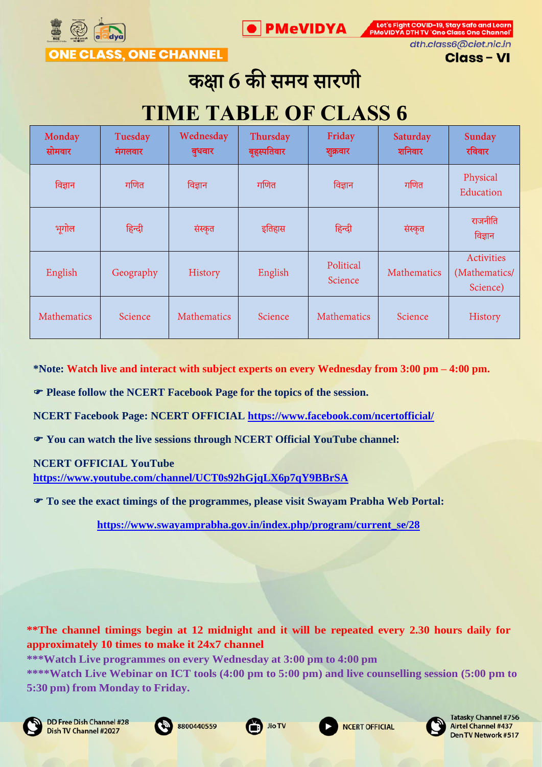ONE CLASS, ONE CHANNEL

PMeVIDYA

Let's Fight COVID-19, Stay Safe and Learn
PMeVIDYA DTH TV 'One Class One Channel'

dth.class6@ciet.nic.in

Class – VI

# कक्षा 6 की समय सारणी

# TIME TABLE OF CLASS 6

| Monday सोमवार | Tuesday मंगलवार | Wednesday बुधवार | Thursday बृहस्पतिवार | Friday शुक्रवार | Saturday शनिवार | Sunday रविवार |
|---|---|---|---|---|---|---|
| विज्ञान | गणित | विज्ञान | गणित | विज्ञान | गणित | Physical Education |
| भूगोल | हिन्दी | संस्कृत | इतिहास | हिन्दी | संस्कृत | राजनीति विज्ञान |
| English | Geography | History | English | Political Science | Mathematics | Activities (Mathematics/ Science) |
| Mathematics | Science | Mathematics | Science | Mathematics | Science | History |

***Note:** **Watch live and interact with subject experts on every Wednesday from 3:00 pm – 4:00 pm.**

☞ **Please follow the NCERT Facebook Page for the topics of the session.**

**NCERT Facebook Page: NCERT OFFICIAL** https://www.facebook.com/ncertofficial/

☞ **You can watch the live sessions through NCERT Official YouTube channel:**

**NCERT OFFICIAL YouTube**
https://www.youtube.com/channel/UCT0s92hGjqLX6p7qY9BBrSA

☞ **To see the exact timings of the programmes, please visit Swayam Prabha Web Portal:**

https://www.swayamprabha.gov.in/index.php/program/current_se/28

****The channel timings begin at 12 midnight and it will be repeated every 2.30 hours daily for approximately 10 times to make it 24x7 channel**

*****Watch Live programmes on every Wednesday at 3:00 pm to 4:00 pm**

******Watch Live Webinar on ICT tools (4:00 pm to 5:00 pm) and live counselling session (5:00 pm to 5:30 pm) from Monday to Friday.**

DD Free Dish Channel #28
Dish TV Channel #2027

8800440559

Jio TV

NCERT OFFICIAL

Tatasky Channel #756
Airtel Channel #437
Den TV Network #517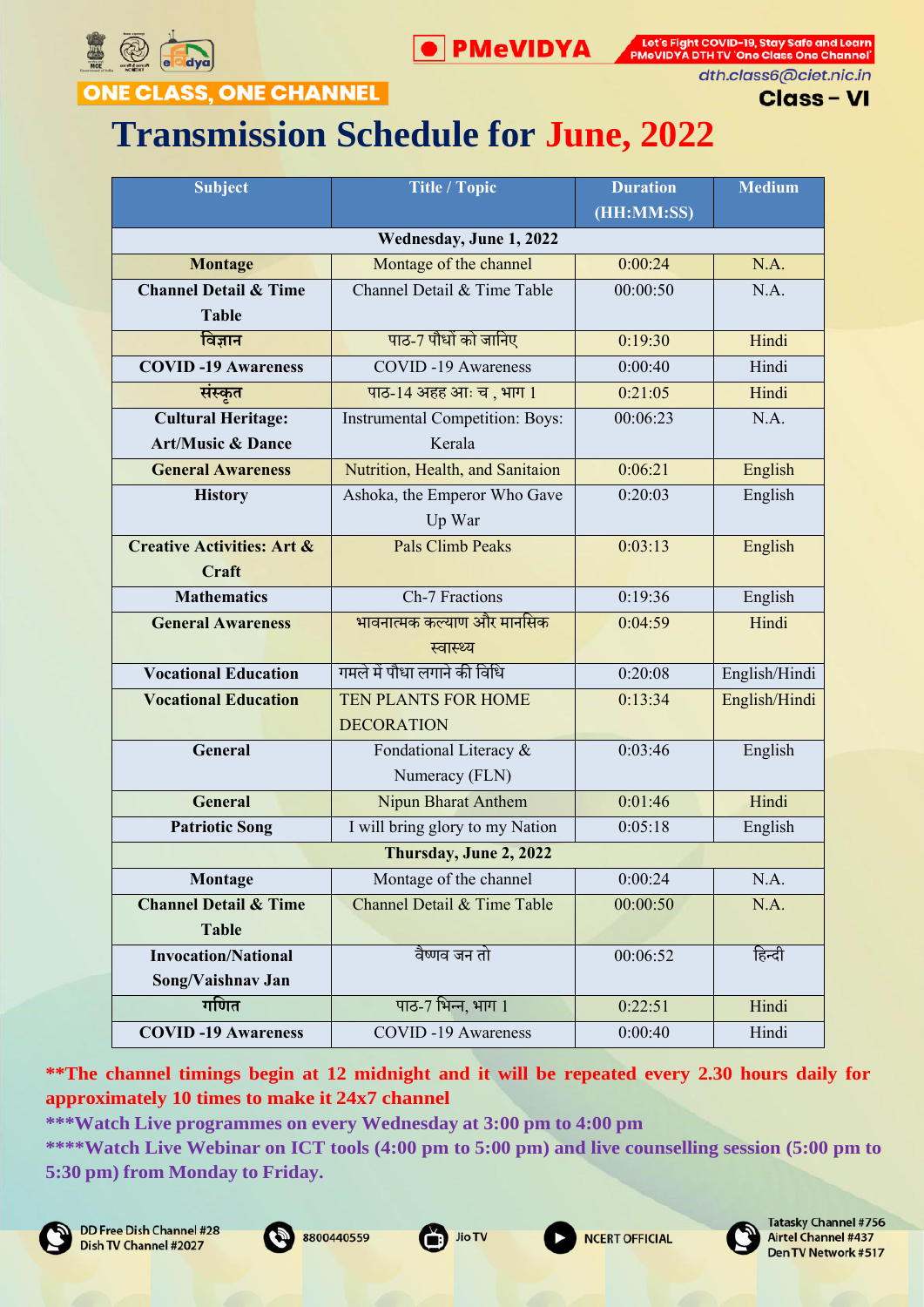ONE CLASS, ONE CHANNEL

PMeVIDYA

Let's Fight COVID-19, Stay Safe and Learn PMeVIDYA DTH TV 'One Class One Channel'

dth.class6@ciet.nic.in

Class – VI

# Transmission Schedule for June, 2022

| Subject | Title / Topic | Duration (HH:MM:SS) | Medium |
|---|---|---|---|
| **Wednesday, June 1, 2022** | | | |
| **Montage** | Montage of the channel | 0:00:24 | N.A. |
| **Channel Detail & Time Table** | Channel Detail & Time Table | 00:00:50 | N.A. |
| **विज्ञान** | पाठ-7 पौधों को जानिए | 0:19:30 | Hindi |
| **COVID -19 Awareness** | COVID -19 Awareness | 0:00:40 | Hindi |
| **संस्कृत** | पाठ-14 अहह आः च , भाग 1 | 0:21:05 | Hindi |
| **Cultural Heritage: Art/Music & Dance** | Instrumental Competition: Boys: Kerala | 00:06:23 | N.A. |
| **General Awareness** | Nutrition, Health, and Sanitaion | 0:06:21 | English |
| **History** | Ashoka, the Emperor Who Gave Up War | 0:20:03 | English |
| **Creative Activities: Art & Craft** | Pals Climb Peaks | 0:03:13 | English |
| **Mathematics** | Ch-7 Fractions | 0:19:36 | English |
| **General Awareness** | भावनात्मक कल्याण और मानसिक स्वास्थ्य | 0:04:59 | Hindi |
| **Vocational Education** | गमले में पौधा लगाने की विधि | 0:20:08 | English/Hindi |
| **Vocational Education** | TEN PLANTS FOR HOME DECORATION | 0:13:34 | English/Hindi |
| **General** | Fondational Literacy & Numeracy (FLN) | 0:03:46 | English |
| **General** | Nipun Bharat Anthem | 0:01:46 | Hindi |
| **Patriotic Song** | I will bring glory to my Nation | 0:05:18 | English |
| **Thursday, June 2, 2022** | | | |
| **Montage** | Montage of the channel | 0:00:24 | N.A. |
| **Channel Detail & Time Table** | Channel Detail & Time Table | 00:00:50 | N.A. |
| **Invocation/National Song/Vaishnav Jan** | वैष्णव जन तो | 00:06:52 | हिन्दी |
| **गणित** | पाठ-7 भिन्न, भाग 1 | 0:22:51 | Hindi |
| **COVID -19 Awareness** | COVID -19 Awareness | 0:00:40 | Hindi |

**\*\*The channel timings begin at 12 midnight and it will be repeated every 2.30 hours daily for approximately 10 times to make it 24x7 channel**

**\*\*\*Watch Live programmes on every Wednesday at 3:00 pm to 4:00 pm**

**\*\*\*\*Watch Live Webinar on ICT tools (4:00 pm to 5:00 pm) and live counselling session (5:00 pm to 5:30 pm) from Monday to Friday.**

DD Free Dish Channel #28, Dish TV Channel #2027 | 8800440559 | Jio TV | NCERT OFFICIAL | Tatasky Channel #756, Airtel Channel #437, Den TV Network #517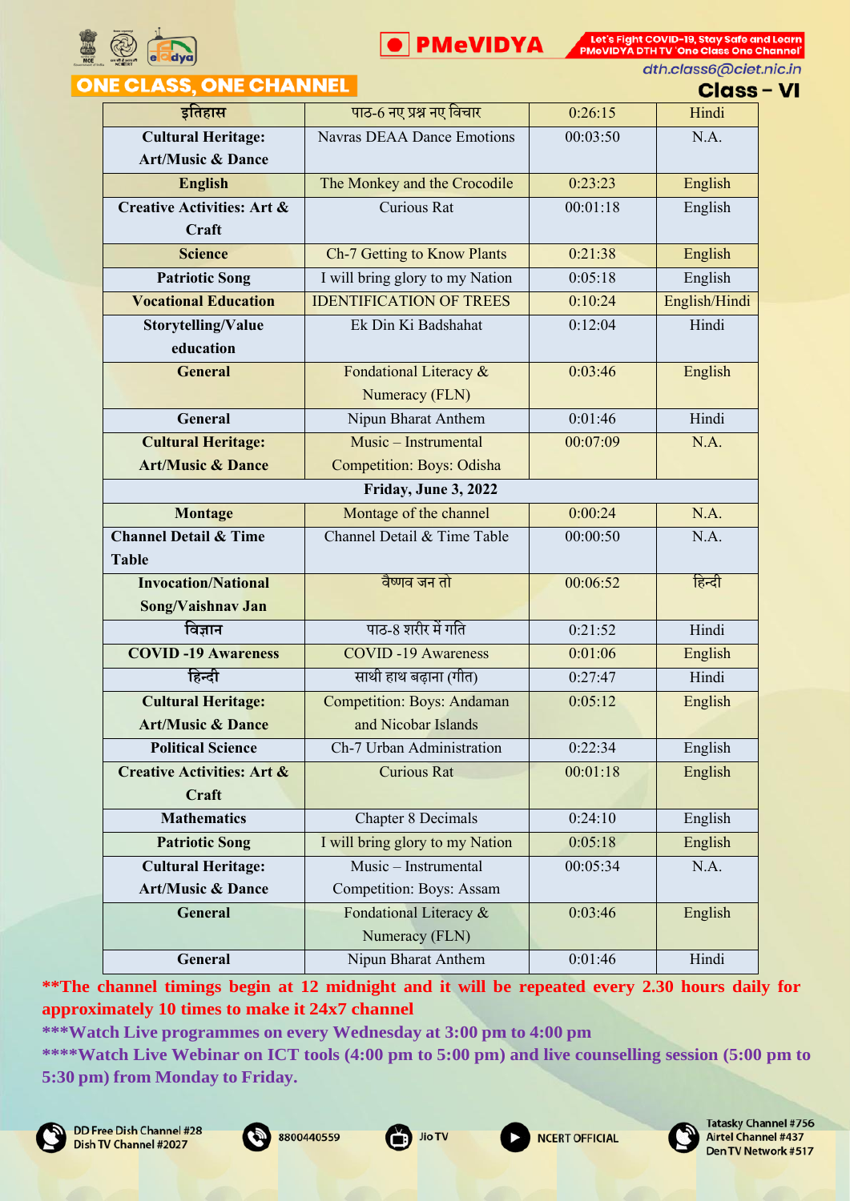ONE CLASS, ONE CHANNEL

dth.class6@ciet.nic.in

## Class – VI

| इतिहास | पाठ-6 नए प्रश्न नए विचार | 0:26:15 | Hindi |
|---|---|---|---|
| **Cultural Heritage: Art/Music & Dance** | Navras DEAA Dance Emotions | 00:03:50 | N.A. |
| **English** | The Monkey and the Crocodile | 0:23:23 | English |
| **Creative Activities: Art & Craft** | Curious Rat | 00:01:18 | English |
| **Science** | Ch-7 Getting to Know Plants | 0:21:38 | English |
| **Patriotic Song** | I will bring glory to my Nation | 0:05:18 | English |
| **Vocational Education** | IDENTIFICATION OF TREES | 0:10:24 | English/Hindi |
| **Storytelling/Value education** | Ek Din Ki Badshahat | 0:12:04 | Hindi |
| **General** | Fondational Literacy & Numeracy (FLN) | 0:03:46 | English |
| **General** | Nipun Bharat Anthem | 0:01:46 | Hindi |
| **Cultural Heritage: Art/Music & Dance** | Music – Instrumental Competition: Boys: Odisha | 00:07:09 | N.A. |
| | **Friday, June 3, 2022** | | |
| **Montage** | Montage of the channel | 0:00:24 | N.A. |
| **Channel Detail & Time Table** | Channel Detail & Time Table | 00:00:50 | N.A. |
| **Invocation/National Song/Vaishnav Jan** | वैष्णव जन तो | 00:06:52 | हिन्दी |
| विज्ञान | पाठ-8 शरीर में गति | 0:21:52 | Hindi |
| **COVID -19 Awareness** | COVID -19 Awareness | 0:01:06 | English |
| हिन्दी | साथी हाथ बढ़ाना (गीत) | 0:27:47 | Hindi |
| **Cultural Heritage: Art/Music & Dance** | Competition: Boys: Andaman and Nicobar Islands | 0:05:12 | English |
| **Political Science** | Ch-7 Urban Administration | 0:22:34 | English |
| **Creative Activities: Art & Craft** | Curious Rat | 00:01:18 | English |
| **Mathematics** | Chapter 8 Decimals | 0:24:10 | English |
| **Patriotic Song** | I will bring glory to my Nation | 0:05:18 | English |
| **Cultural Heritage: Art/Music & Dance** | Music – Instrumental Competition: Boys: Assam | 00:05:34 | N.A. |
| **General** | Fondational Literacy & Numeracy (FLN) | 0:03:46 | English |
| **General** | Nipun Bharat Anthem | 0:01:46 | Hindi |

**\*\*The channel timings begin at 12 midnight and it will be repeated every 2.30 hours daily for approximately 10 times to make it 24x7 channel**

**\*\*\*Watch Live programmes on every Wednesday at 3:00 pm to 4:00 pm**

**\*\*\*\*Watch Live Webinar on ICT tools (4:00 pm to 5:00 pm) and live counselling session (5:00 pm to 5:30 pm) from Monday to Friday.**

DD Free Dish Channel #28
Dish TV Channel #2027

8800440559

Jio TV

NCERT OFFICIAL

Tatasky Channel #756
Airtel Channel #437
Den TV Network #517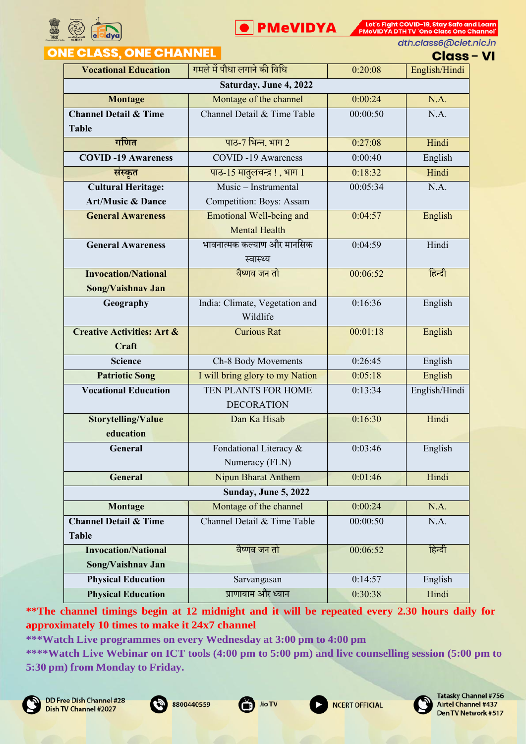ONE CLASS, ONE CHANNEL

Class - VI

| Vocational Education | गमले में पौधा लगाने की विधि | 0:20:08 | English/Hindi |
|---|---|---|---|
| **Saturday, June 4, 2022** | | | |
| Montage | Montage of the channel | 0:00:24 | N.A. |
| Channel Detail & Time Table | Channel Detail & Time Table | 00:00:50 | N.A. |
| गणित | पाठ-7 भिन्न, भाग 2 | 0:27:08 | Hindi |
| COVID -19 Awareness | COVID -19 Awareness | 0:00:40 | English |
| संस्कृत | पाठ-15 मातुलचन्द्र ! , भाग 1 | 0:18:32 | Hindi |
| Cultural Heritage: Art/Music & Dance | Music – Instrumental Competition: Boys: Assam | 00:05:34 | N.A. |
| General Awareness | Emotional Well-being and Mental Health | 0:04:57 | English |
| General Awareness | भावनात्मक कल्याण और मानसिक स्वास्थ्य | 0:04:59 | Hindi |
| Invocation/National Song/Vaishnav Jan | वैष्णव जन तो | 00:06:52 | हिन्दी |
| Geography | India: Climate, Vegetation and Wildlife | 0:16:36 | English |
| Creative Activities: Art & Craft | Curious Rat | 00:01:18 | English |
| Science | Ch-8 Body Movements | 0:26:45 | English |
| Patriotic Song | I will bring glory to my Nation | 0:05:18 | English |
| Vocational Education | TEN PLANTS FOR HOME DECORATION | 0:13:34 | English/Hindi |
| Storytelling/Value education | Dan Ka Hisab | 0:16:30 | Hindi |
| General | Fondational Literacy & Numeracy (FLN) | 0:03:46 | English |
| General | Nipun Bharat Anthem | 0:01:46 | Hindi |
| **Sunday, June 5, 2022** | | | |
| Montage | Montage of the channel | 0:00:24 | N.A. |
| Channel Detail & Time Table | Channel Detail & Time Table | 00:00:50 | N.A. |
| Invocation/National Song/Vaishnav Jan | वैष्णव जन तो | 00:06:52 | हिन्दी |
| Physical Education | Sarvangasan | 0:14:57 | English |
| Physical Education | प्राणायाम और ध्यान | 0:30:38 | Hindi |

**The channel timings begin at 12 midnight and it will be repeated every 2.30 hours daily for approximately 10 times to make it 24x7 channel

***Watch Live programmes on every Wednesday at 3:00 pm to 4:00 pm

****Watch Live Webinar on ICT tools (4:00 pm to 5:00 pm) and live counselling session (5:00 pm to 5:30 pm) from Monday to Friday.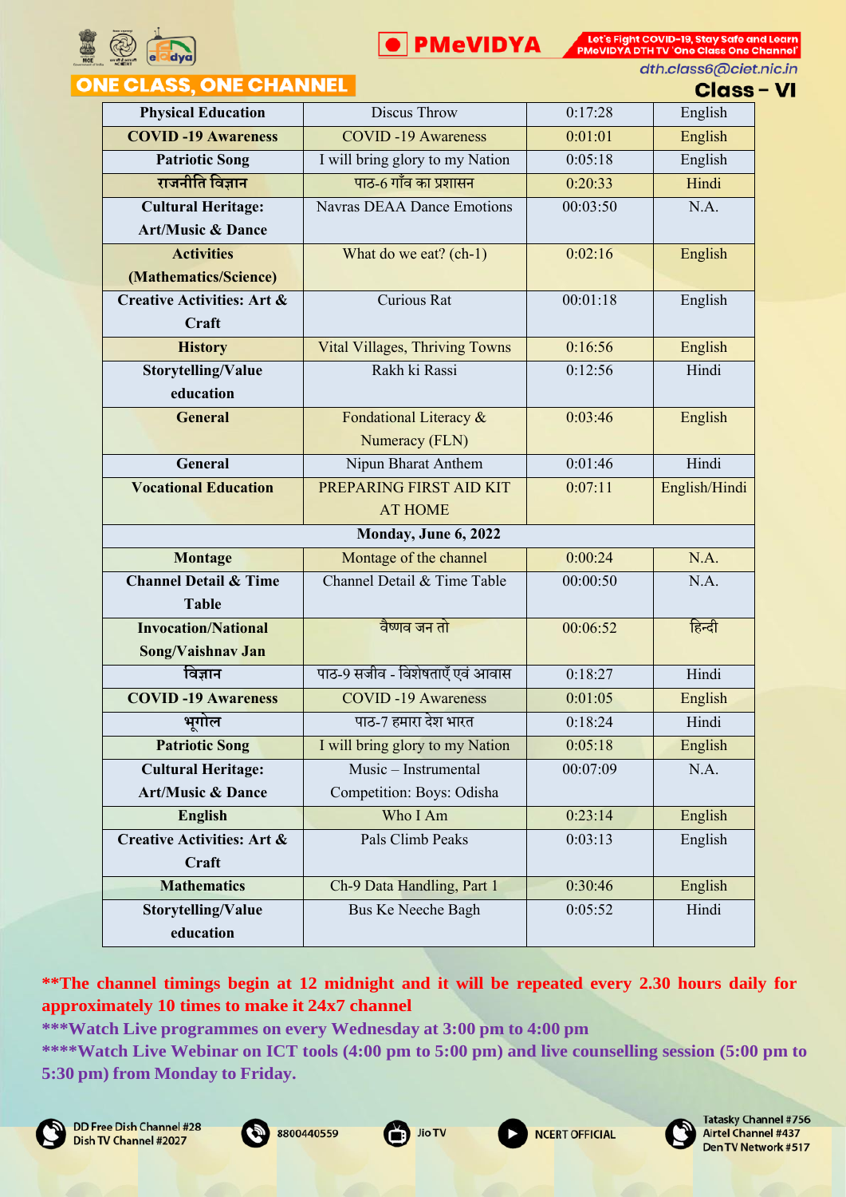## ONE CLASS, ONE CHANNEL

**PMeVIDYA**

Let's Fight COVID-19, Stay Safe and Learn PMeVIDYA DTH TV 'One Class One Channel'

dth.class6@ciet.nic.in

## Class – VI

| Physical Education | Discus Throw | 0:17:28 | English |
|---|---|---|---|
| COVID -19 Awareness | COVID -19 Awareness | 0:01:01 | English |
| Patriotic Song | I will bring glory to my Nation | 0:05:18 | English |
| राजनीति विज्ञान | पाठ-6 गाँव का प्रशासन | 0:20:33 | Hindi |
| Cultural Heritage: Art/Music & Dance | Navras DEAA Dance Emotions | 00:03:50 | N.A. |
| Activities (Mathematics/Science) | What do we eat? (ch-1) | 0:02:16 | English |
| Creative Activities: Art & Craft | Curious Rat | 00:01:18 | English |
| History | Vital Villages, Thriving Towns | 0:16:56 | English |
| Storytelling/Value education | Rakh ki Rassi | 0:12:56 | Hindi |
| General | Fondational Literacy & Numeracy (FLN) | 0:03:46 | English |
| General | Nipun Bharat Anthem | 0:01:46 | Hindi |
| Vocational Education | PREPARING FIRST AID KIT AT HOME | 0:07:11 | English/Hindi |
| **Monday, June 6, 2022** | | | |
| Montage | Montage of the channel | 0:00:24 | N.A. |
| Channel Detail & Time Table | Channel Detail & Time Table | 00:00:50 | N.A. |
| Invocation/National Song/Vaishnav Jan | वैष्णव जन तो | 00:06:52 | हिन्दी |
| विज्ञान | पाठ-9 सजीव - विशेषताएँ एवं आवास | 0:18:27 | Hindi |
| COVID -19 Awareness | COVID -19 Awareness | 0:01:05 | English |
| भूगोल | पाठ-7 हमारा देश भारत | 0:18:24 | Hindi |
| Patriotic Song | I will bring glory to my Nation | 0:05:18 | English |
| Cultural Heritage: Art/Music & Dance | Music – Instrumental Competition: Boys: Odisha | 00:07:09 | N.A. |
| English | Who I Am | 0:23:14 | English |
| Creative Activities: Art & Craft | Pals Climb Peaks | 0:03:13 | English |
| Mathematics | Ch-9 Data Handling, Part 1 | 0:30:46 | English |
| Storytelling/Value education | Bus Ke Neeche Bagh | 0:05:52 | Hindi |

**The channel timings begin at 12 midnight and it will be repeated every 2.30 hours daily for approximately 10 times to make it 24x7 channel**

***Watch Live programmes on every Wednesday at 3:00 pm to 4:00 pm

****Watch Live Webinar on ICT tools (4:00 pm to 5:00 pm) and live counselling session (5:00 pm to 5:30 pm) from Monday to Friday.

DD Free Dish Channel #28
Dish TV Channel #2027

8800440559

Jio TV

NCERT OFFICIAL

Tatasky Channel #756
Airtel Channel #437
Den TV Network #517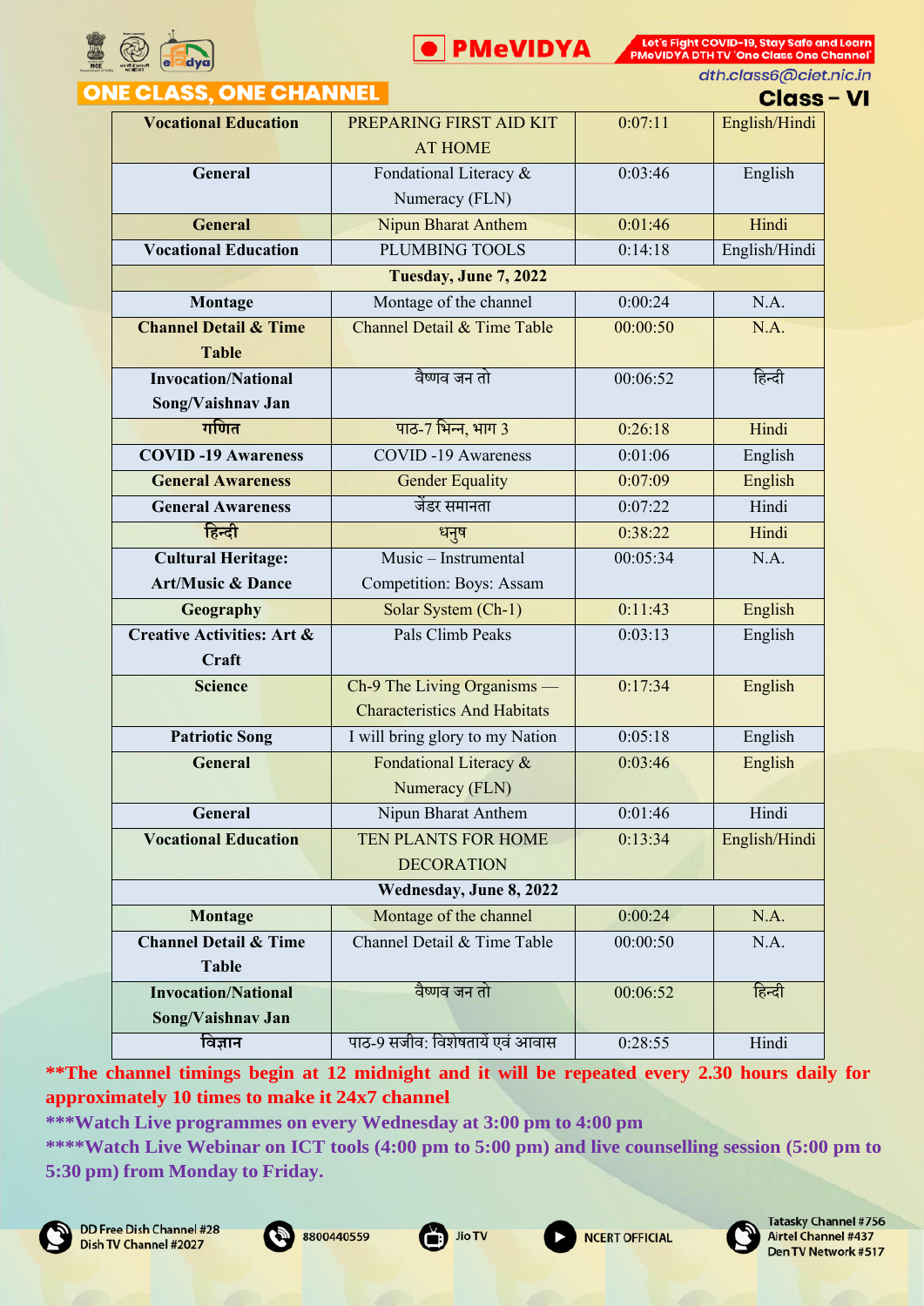# ONE CLASS, ONE CHANNEL

dth.class6@ciet.nic.in

**Class – VI**

| Vocational Education | PREPARING FIRST AID KIT AT HOME | 0:07:11 | English/Hindi |
|---|---|---|---|
| General | Fondational Literacy & Numeracy (FLN) | 0:03:46 | English |
| General | Nipun Bharat Anthem | 0:01:46 | Hindi |
| Vocational Education | PLUMBING TOOLS | 0:14:18 | English/Hindi |
| **Tuesday, June 7, 2022** | | | |
| Montage | Montage of the channel | 0:00:24 | N.A. |
| Channel Detail & Time Table | Channel Detail & Time Table | 00:00:50 | N.A. |
| Invocation/National Song/Vaishnav Jan | वैष्णव जन तो | 00:06:52 | हिन्दी |
| गणित | पाठ-7 भिन्न, भाग 3 | 0:26:18 | Hindi |
| COVID -19 Awareness | COVID -19 Awareness | 0:01:06 | English |
| General Awareness | Gender Equality | 0:07:09 | English |
| General Awareness | जेंडर समानता | 0:07:22 | Hindi |
| हिन्दी | धनुष | 0:38:22 | Hindi |
| Cultural Heritage: Art/Music & Dance | Music – Instrumental Competition: Boys: Assam | 00:05:34 | N.A. |
| Geography | Solar System (Ch-1) | 0:11:43 | English |
| Creative Activities: Art & Craft | Pals Climb Peaks | 0:03:13 | English |
| Science | Ch-9 The Living Organisms — Characteristics And Habitats | 0:17:34 | English |
| Patriotic Song | I will bring glory to my Nation | 0:05:18 | English |
| General | Fondational Literacy & Numeracy (FLN) | 0:03:46 | English |
| General | Nipun Bharat Anthem | 0:01:46 | Hindi |
| Vocational Education | TEN PLANTS FOR HOME DECORATION | 0:13:34 | English/Hindi |
| **Wednesday, June 8, 2022** | | | |
| Montage | Montage of the channel | 0:00:24 | N.A. |
| Channel Detail & Time Table | Channel Detail & Time Table | 00:00:50 | N.A. |
| Invocation/National Song/Vaishnav Jan | वैष्णव जन तो | 00:06:52 | हिन्दी |
| विज्ञान | पाठ-9 सजीव: विशेषतायें एवं आवास | 0:28:55 | Hindi |

**\*\*The channel timings begin at 12 midnight and it will be repeated every 2.30 hours daily for approximately 10 times to make it 24x7 channel**

**\*\*\*Watch Live programmes on every Wednesday at 3:00 pm to 4:00 pm**

**\*\*\*\*Watch Live Webinar on ICT tools (4:00 pm to 5:00 pm) and live counselling session (5:00 pm to 5:30 pm) from Monday to Friday.**

DD Free Dish Channel #28 Dish TV Channel #2027 | 8800440559 | Jio TV | NCERT OFFICIAL | Tatasky Channel #756 Airtel Channel #437 Den TV Network #517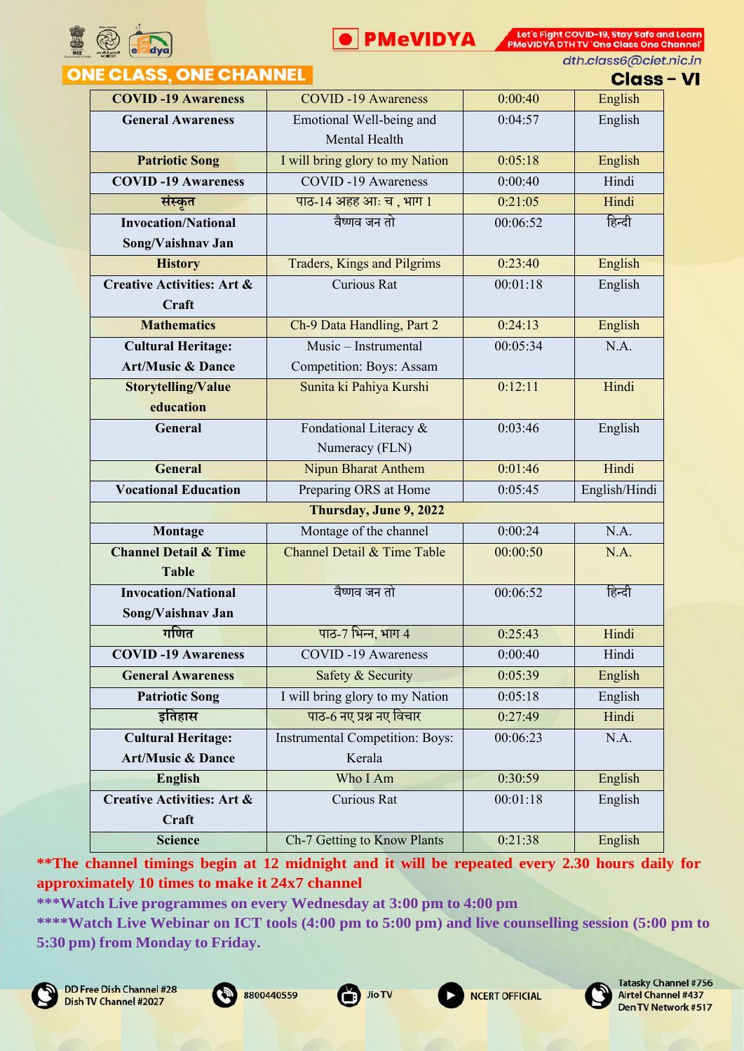| COVID -19 Awareness | COVID -19 Awareness | 0:00:40 | English |
|---|---|---|---|
| General Awareness | Emotional Well-being and Mental Health | 0:04:57 | English |
| Patriotic Song | I will bring glory to my Nation | 0:05:18 | English |
| COVID -19 Awareness | COVID -19 Awareness | 0:00:40 | Hindi |
| संस्कृत | पाठ-14 अहह आः च , भाग 1 | 0:21:05 | Hindi |
| Invocation/National Song/Vaishnav Jan | वैष्णव जन तो | 00:06:52 | हिन्दी |
| History | Traders, Kings and Pilgrims | 0:23:40 | English |
| Creative Activities: Art & Craft | Curious Rat | 00:01:18 | English |
| Mathematics | Ch-9 Data Handling, Part 2 | 0:24:13 | English |
| Cultural Heritage: Art/Music & Dance | Music – Instrumental Competition: Boys: Assam | 00:05:34 | N.A. |
| Storytelling/Value education | Sunita ki Pahiya Kurshi | 0:12:11 | Hindi |
| General | Fondational Literacy & Numeracy (FLN) | 0:03:46 | English |
| General | Nipun Bharat Anthem | 0:01:46 | Hindi |
| Vocational Education | Preparing ORS at Home | 0:05:45 | English/Hindi |
| **Thursday, June 9, 2022** | | | |
| Montage | Montage of the channel | 0:00:24 | N.A. |
| Channel Detail & Time Table | Channel Detail & Time Table | 00:00:50 | N.A. |
| Invocation/National Song/Vaishnav Jan | वैष्णव जन तो | 00:06:52 | हिन्दी |
| गणित | पाठ-7 भिन्न, भाग 4 | 0:25:43 | Hindi |
| COVID -19 Awareness | COVID -19 Awareness | 0:00:40 | Hindi |
| General Awareness | Safety & Security | 0:05:39 | English |
| Patriotic Song | I will bring glory to my Nation | 0:05:18 | English |
| इतिहास | पाठ-6 नए प्रश्न नए विचार | 0:27:49 | Hindi |
| Cultural Heritage: Art/Music & Dance | Instrumental Competition: Boys: Kerala | 00:06:23 | N.A. |
| English | Who I Am | 0:30:59 | English |
| Creative Activities: Art & Craft | Curious Rat | 00:01:18 | English |
| Science | Ch-7 Getting to Know Plants | 0:21:38 | English |

**\*\*The channel timings begin at 12 midnight and it will be repeated every 2.30 hours daily for approximately 10 times to make it 24x7 channel**

**\*\*\*Watch Live programmes on every Wednesday at 3:00 pm to 4:00 pm**

**\*\*\*\*Watch Live Webinar on ICT tools (4:00 pm to 5:00 pm) and live counselling session (5:00 pm to 5:30 pm) from Monday to Friday.**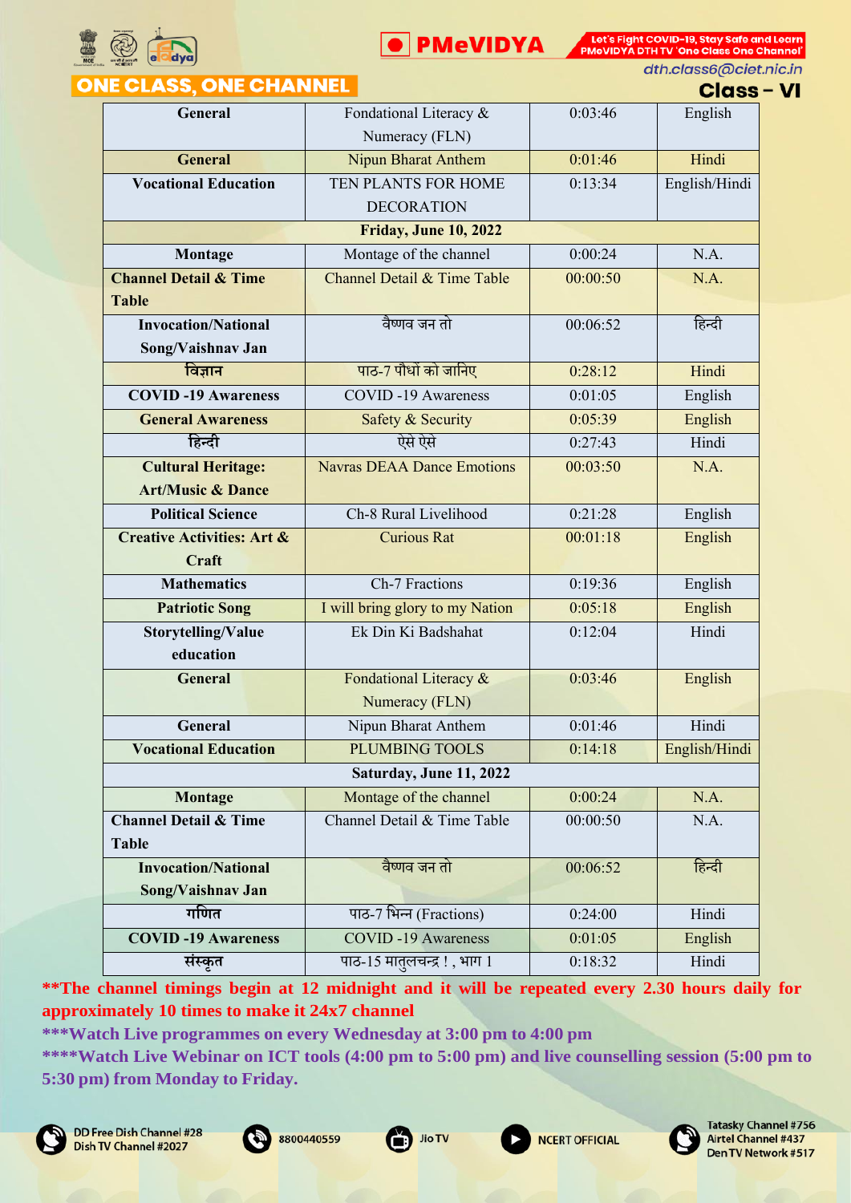ONE CLASS, ONE CHANNEL

PMeVIDYA

Let's Fight COVID-19, Stay Safe and Learn PMeVIDYA DTH TV 'One Class One Channel'

dth.class6@ciet.nic.in

## Class – VI

| | | | |
|---|---|---|---|
| **General** | Fondational Literacy & Numeracy (FLN) | 0:03:46 | English |
| **General** | Nipun Bharat Anthem | 0:01:46 | Hindi |
| **Vocational Education** | TEN PLANTS FOR HOME DECORATION | 0:13:34 | English/Hindi |
| | **Friday, June 10, 2022** | | |
| **Montage** | Montage of the channel | 0:00:24 | N.A. |
| **Channel Detail & Time Table** | Channel Detail & Time Table | 00:00:50 | N.A. |
| **Invocation/National Song/Vaishnav Jan** | वैष्णव जन तो | 00:06:52 | हिन्दी |
| **विज्ञान** | पाठ-7 पौधों को जानिए | 0:28:12 | Hindi |
| **COVID -19 Awareness** | COVID -19 Awareness | 0:01:05 | English |
| **General Awareness** | Safety & Security | 0:05:39 | English |
| **हिन्दी** | ऐसे ऐसे | 0:27:43 | Hindi |
| **Cultural Heritage: Art/Music & Dance** | Navras DEAA Dance Emotions | 00:03:50 | N.A. |
| **Political Science** | Ch-8 Rural Livelihood | 0:21:28 | English |
| **Creative Activities: Art & Craft** | Curious Rat | 00:01:18 | English |
| **Mathematics** | Ch-7 Fractions | 0:19:36 | English |
| **Patriotic Song** | I will bring glory to my Nation | 0:05:18 | English |
| **Storytelling/Value education** | Ek Din Ki Badshahat | 0:12:04 | Hindi |
| **General** | Fondational Literacy & Numeracy (FLN) | 0:03:46 | English |
| **General** | Nipun Bharat Anthem | 0:01:46 | Hindi |
| **Vocational Education** | PLUMBING TOOLS | 0:14:18 | English/Hindi |
| | **Saturday, June 11, 2022** | | |
| **Montage** | Montage of the channel | 0:00:24 | N.A. |
| **Channel Detail & Time Table** | Channel Detail & Time Table | 00:00:50 | N.A. |
| **Invocation/National Song/Vaishnav Jan** | वैष्णव जन तो | 00:06:52 | हिन्दी |
| **गणित** | पाठ-7 भिन्न (Fractions) | 0:24:00 | Hindi |
| **COVID -19 Awareness** | COVID -19 Awareness | 0:01:05 | English |
| **संस्कृत** | पाठ-15 मातुलचन्द्र ! , भाग 1 | 0:18:32 | Hindi |

**\*\*The channel timings begin at 12 midnight and it will be repeated every 2.30 hours daily for approximately 10 times to make it 24x7 channel**

**\*\*\*Watch Live programmes on every Wednesday at 3:00 pm to 4:00 pm**

**\*\*\*\*Watch Live Webinar on ICT tools (4:00 pm to 5:00 pm) and live counselling session (5:00 pm to 5:30 pm) from Monday to Friday.**

DD Free Dish Channel #28
Dish TV Channel #2027

8800440559

Jio TV

NCERT OFFICIAL

Tatasky Channel #756
Airtel Channel #437
Den TV Network #517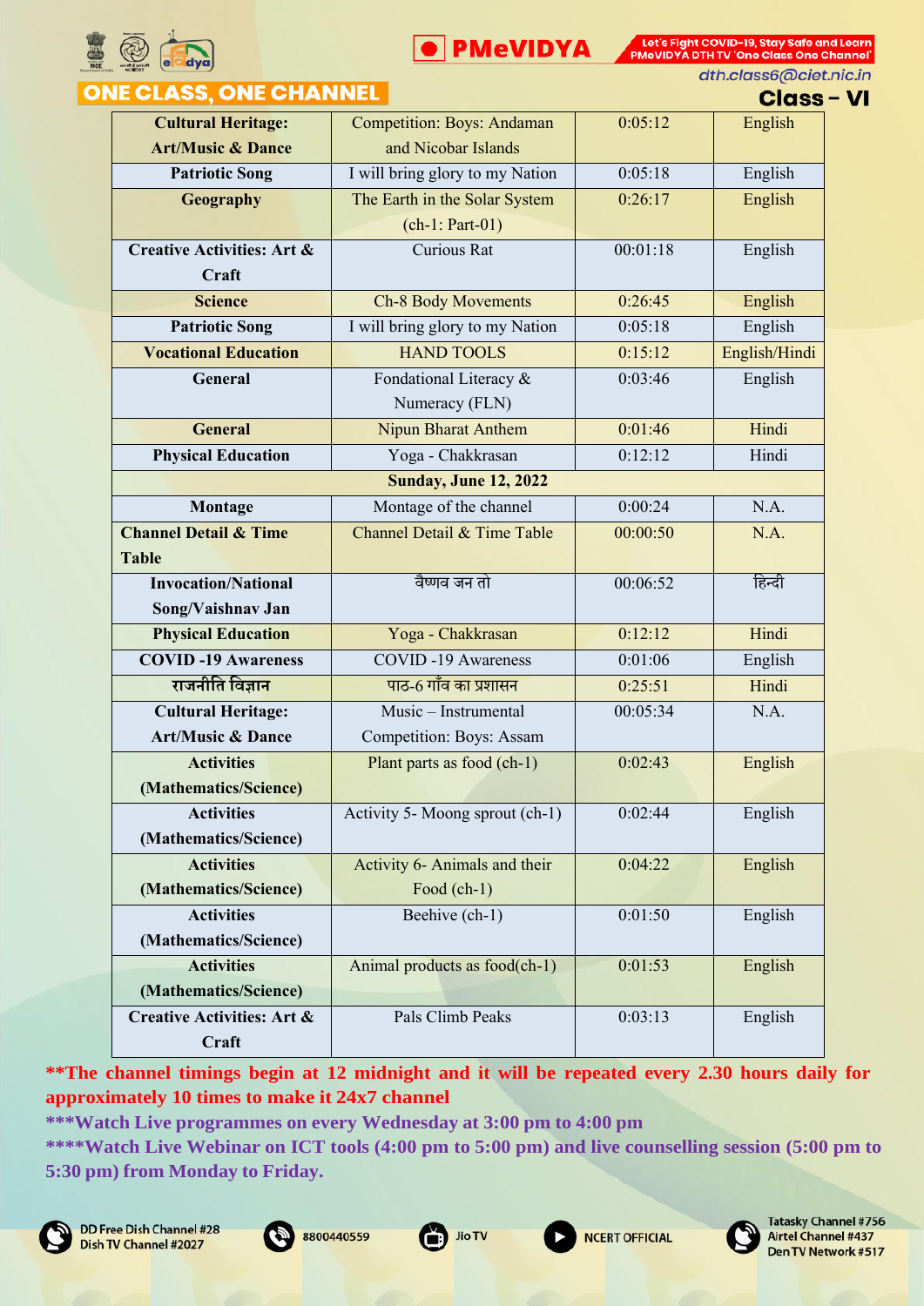| Cultural Heritage: Art/Music & Dance | Competition: Boys: Andaman and Nicobar Islands | 0:05:12 | English |
|---|---|---|---|
| Patriotic Song | I will bring glory to my Nation | 0:05:18 | English |
| Geography | The Earth in the Solar System (ch-1: Part-01) | 0:26:17 | English |
| Creative Activities: Art & Craft | Curious Rat | 00:01:18 | English |
| Science | Ch-8 Body Movements | 0:26:45 | English |
| Patriotic Song | I will bring glory to my Nation | 0:05:18 | English |
| Vocational Education | HAND TOOLS | 0:15:12 | English/Hindi |
| General | Fondational Literacy & Numeracy (FLN) | 0:03:46 | English |
| General | Nipun Bharat Anthem | 0:01:46 | Hindi |
| Physical Education | Yoga - Chakkrasan | 0:12:12 | Hindi |
| **Sunday, June 12, 2022** | | | |
| Montage | Montage of the channel | 0:00:24 | N.A. |
| Channel Detail & Time Table | Channel Detail & Time Table | 00:00:50 | N.A. |
| Invocation/National Song/Vaishnav Jan | वैष्णव जन तो | 00:06:52 | हिन्दी |
| Physical Education | Yoga - Chakkrasan | 0:12:12 | Hindi |
| COVID -19 Awareness | COVID -19 Awareness | 0:01:06 | English |
| राजनीति विज्ञान | पाठ-6 गाँव का प्रशासन | 0:25:51 | Hindi |
| Cultural Heritage: Art/Music & Dance | Music – Instrumental Competition: Boys: Assam | 00:05:34 | N.A. |
| Activities (Mathematics/Science) | Plant parts as food (ch-1) | 0:02:43 | English |
| Activities (Mathematics/Science) | Activity 5- Moong sprout (ch-1) | 0:02:44 | English |
| Activities (Mathematics/Science) | Activity 6- Animals and their Food (ch-1) | 0:04:22 | English |
| Activities (Mathematics/Science) | Beehive (ch-1) | 0:01:50 | English |
| Activities (Mathematics/Science) | Animal products as food(ch-1) | 0:01:53 | English |
| Creative Activities: Art & Craft | Pals Climb Peaks | 0:03:13 | English |

**\*\*The channel timings begin at 12 midnight and it will be repeated every 2.30 hours daily for approximately 10 times to make it 24x7 channel**

**\*\*\*Watch Live programmes on every Wednesday at 3:00 pm to 4:00 pm**

**\*\*\*\*Watch Live Webinar on ICT tools (4:00 pm to 5:00 pm) and live counselling session (5:00 pm to 5:30 pm) from Monday to Friday.**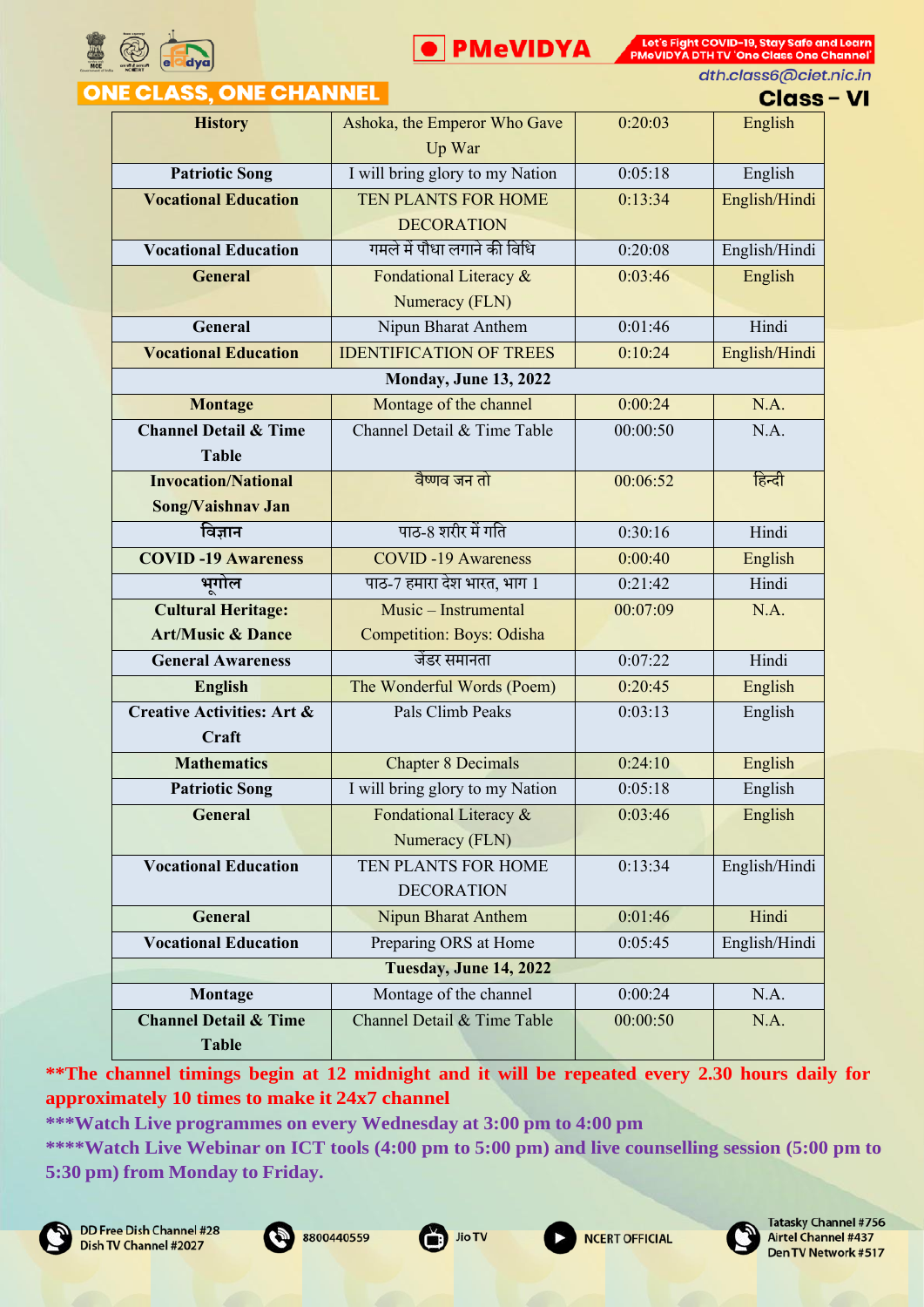| | | | |
|---|---|---|---|
| **History** | Ashoka, the Emperor Who Gave Up War | 0:20:03 | English |
| **Patriotic Song** | I will bring glory to my Nation | 0:05:18 | English |
| **Vocational Education** | TEN PLANTS FOR HOME DECORATION | 0:13:34 | English/Hindi |
| **Vocational Education** | गमले में पौधा लगाने की विधि | 0:20:08 | English/Hindi |
| **General** | Fondational Literacy & Numeracy (FLN) | 0:03:46 | English |
| **General** | Nipun Bharat Anthem | 0:01:46 | Hindi |
| **Vocational Education** | IDENTIFICATION OF TREES | 0:10:24 | English/Hindi |
| **Monday, June 13, 2022** | | | |
| **Montage** | Montage of the channel | 0:00:24 | N.A. |
| **Channel Detail & Time Table** | Channel Detail & Time Table | 00:00:50 | N.A. |
| **Invocation/National Song/Vaishnav Jan** | वैष्णव जन तो | 00:06:52 | हिन्दी |
| **विज्ञान** | पाठ-8 शरीर में गति | 0:30:16 | Hindi |
| **COVID -19 Awareness** | COVID -19 Awareness | 0:00:40 | English |
| **भूगोल** | पाठ-7 हमारा देश भारत, भाग 1 | 0:21:42 | Hindi |
| **Cultural Heritage: Art/Music & Dance** | Music – Instrumental Competition: Boys: Odisha | 00:07:09 | N.A. |
| **General Awareness** | जेंडर समानता | 0:07:22 | Hindi |
| **English** | The Wonderful Words (Poem) | 0:20:45 | English |
| **Creative Activities: Art & Craft** | Pals Climb Peaks | 0:03:13 | English |
| **Mathematics** | Chapter 8 Decimals | 0:24:10 | English |
| **Patriotic Song** | I will bring glory to my Nation | 0:05:18 | English |
| **General** | Fondational Literacy & Numeracy (FLN) | 0:03:46 | English |
| **Vocational Education** | TEN PLANTS FOR HOME DECORATION | 0:13:34 | English/Hindi |
| **General** | Nipun Bharat Anthem | 0:01:46 | Hindi |
| **Vocational Education** | Preparing ORS at Home | 0:05:45 | English/Hindi |
| **Tuesday, June 14, 2022** | | | |
| **Montage** | Montage of the channel | 0:00:24 | N.A. |
| **Channel Detail & Time Table** | Channel Detail & Time Table | 00:00:50 | N.A. |

**\*\*The channel timings begin at 12 midnight and it will be repeated every 2.30 hours daily for approximately 10 times to make it 24x7 channel**

**\*\*\*Watch Live programmes on every Wednesday at 3:00 pm to 4:00 pm**

**\*\*\*\*Watch Live Webinar on ICT tools (4:00 pm to 5:00 pm) and live counselling session (5:00 pm to 5:30 pm) from Monday to Friday.**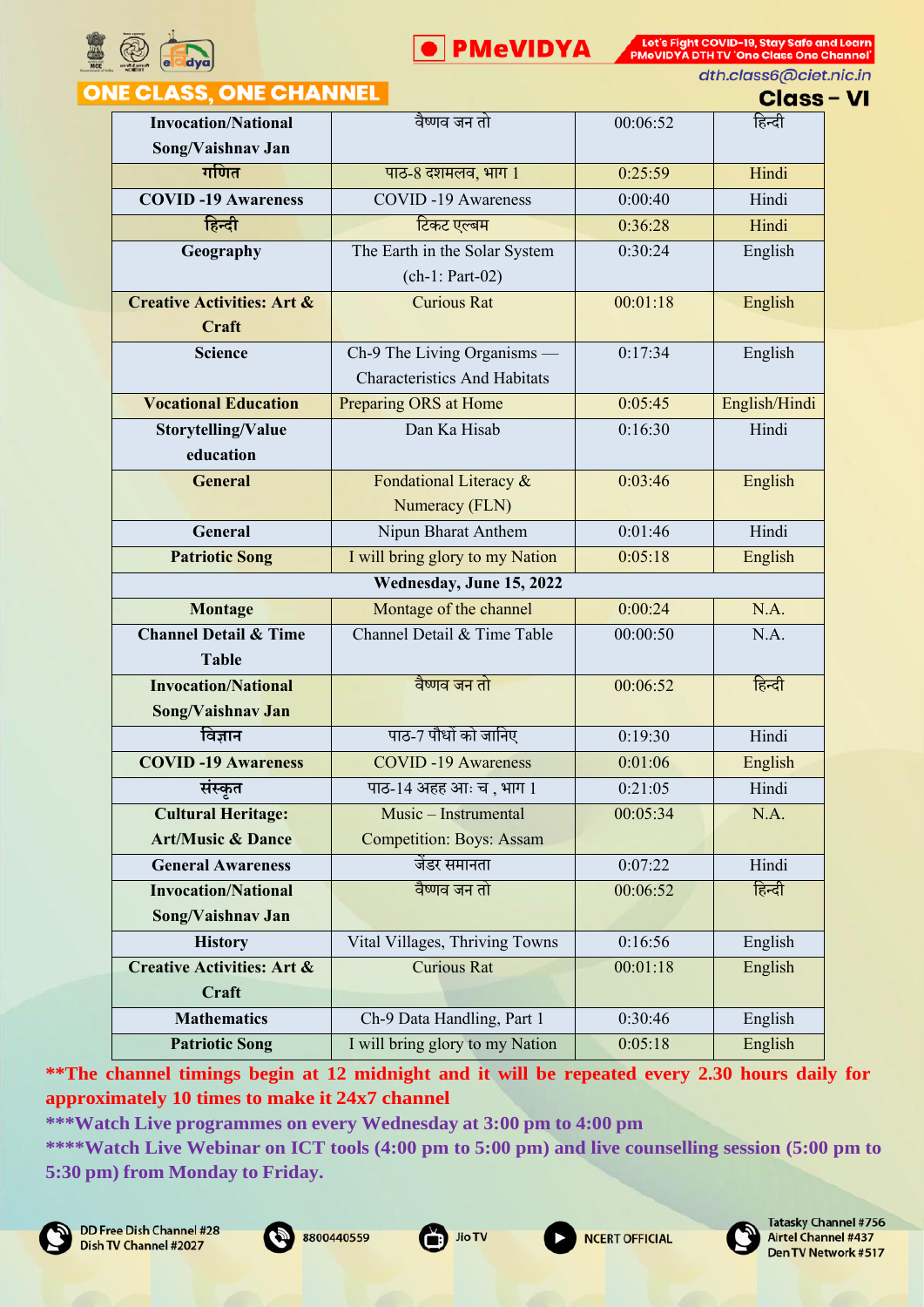ONE CLASS, ONE CHANNEL

dth.class6@ciet.nic.in

## Class – VI

| | | | |
|---|---|---|---|
| **Invocation/National Song/Vaishnav Jan** | वैष्णव जन तो | 00:06:52 | हिन्दी |
| **गणित** | पाठ-8 दशमलव, भाग 1 | 0:25:59 | Hindi |
| **COVID -19 Awareness** | COVID -19 Awareness | 0:00:40 | Hindi |
| **हिन्दी** | टिकट एल्बम | 0:36:28 | Hindi |
| **Geography** | The Earth in the Solar System (ch-1: Part-02) | 0:30:24 | English |
| **Creative Activities: Art & Craft** | Curious Rat | 00:01:18 | English |
| **Science** | Ch-9 The Living Organisms — Characteristics And Habitats | 0:17:34 | English |
| **Vocational Education** | Preparing ORS at Home | 0:05:45 | English/Hindi |
| **Storytelling/Value education** | Dan Ka Hisab | 0:16:30 | Hindi |
| **General** | Fondational Literacy & Numeracy (FLN) | 0:03:46 | English |
| **General** | Nipun Bharat Anthem | 0:01:46 | Hindi |
| **Patriotic Song** | I will bring glory to my Nation | 0:05:18 | English |
| **Wednesday, June 15, 2022** | | | |
| **Montage** | Montage of the channel | 0:00:24 | N.A. |
| **Channel Detail & Time Table** | Channel Detail & Time Table | 00:00:50 | N.A. |
| **Invocation/National Song/Vaishnav Jan** | वैष्णव जन तो | 00:06:52 | हिन्दी |
| **विज्ञान** | पाठ-7 पौधों को जानिए | 0:19:30 | Hindi |
| **COVID -19 Awareness** | COVID -19 Awareness | 0:01:06 | English |
| **संस्कृत** | पाठ-14 अहह आः च , भाग 1 | 0:21:05 | Hindi |
| **Cultural Heritage: Art/Music & Dance** | Music – Instrumental Competition: Boys: Assam | 00:05:34 | N.A. |
| **General Awareness** | जेंडर समानता | 0:07:22 | Hindi |
| **Invocation/National Song/Vaishnav Jan** | वैष्णव जन तो | 00:06:52 | हिन्दी |
| **History** | Vital Villages, Thriving Towns | 0:16:56 | English |
| **Creative Activities: Art & Craft** | Curious Rat | 00:01:18 | English |
| **Mathematics** | Ch-9 Data Handling, Part 1 | 0:30:46 | English |
| **Patriotic Song** | I will bring glory to my Nation | 0:05:18 | English |

**\*\*The channel timings begin at 12 midnight and it will be repeated every 2.30 hours daily for approximately 10 times to make it 24x7 channel**

**\*\*\*Watch Live programmes on every Wednesday at 3:00 pm to 4:00 pm**

**\*\*\*\*Watch Live Webinar on ICT tools (4:00 pm to 5:00 pm) and live counselling session (5:00 pm to 5:30 pm) from Monday to Friday.**

DD Free Dish Channel #28
Dish TV Channel #2027

8800440559

Jio TV

NCERT OFFICIAL

Tatasky Channel #756
Airtel Channel #437
Den TV Network #517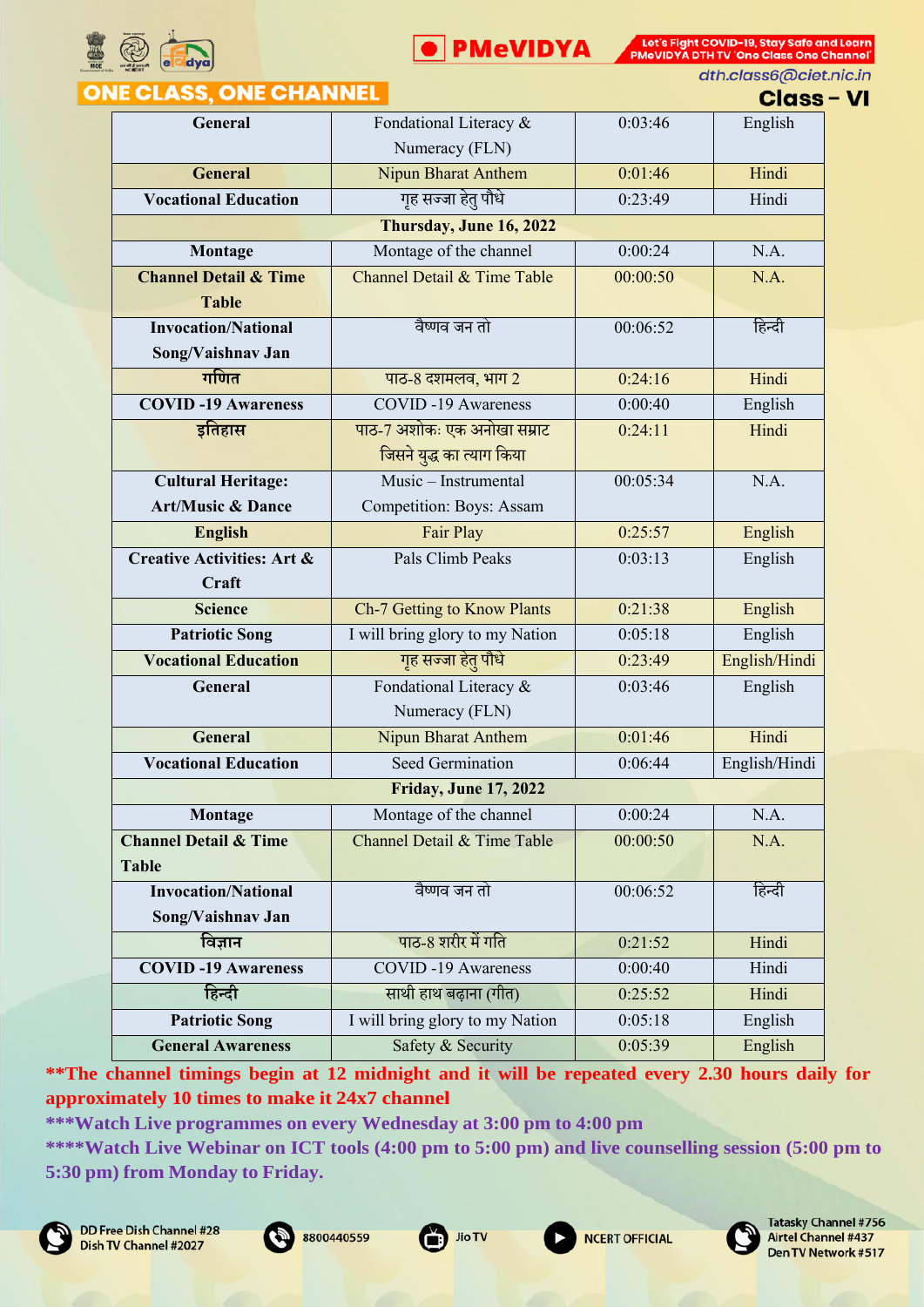**ONE CLASS, ONE CHANNEL**

**Class – VI**

| General | Fondational Literacy & Numeracy (FLN) | 0:03:46 | English |
|---|---|---|---|
| **General** | Nipun Bharat Anthem | 0:01:46 | Hindi |
| **Vocational Education** | गृह सज्जा हेतु पौधे | 0:23:49 | Hindi |
| **Thursday, June 16, 2022** | | | |
| **Montage** | Montage of the channel | 0:00:24 | N.A. |
| **Channel Detail & Time Table** | Channel Detail & Time Table | 00:00:50 | N.A. |
| **Invocation/National Song/Vaishnav Jan** | वैष्णव जन तो | 00:06:52 | हिन्दी |
| **गणित** | पाठ-8 दशमलव, भाग 2 | 0:24:16 | Hindi |
| **COVID -19 Awareness** | COVID -19 Awareness | 0:00:40 | English |
| **इतिहास** | पाठ-7 अशोकः एक अनोखा सम्राट जिसने युद्ध का त्याग किया | 0:24:11 | Hindi |
| **Cultural Heritage: Art/Music & Dance** | Music – Instrumental Competition: Boys: Assam | 00:05:34 | N.A. |
| **English** | Fair Play | 0:25:57 | English |
| **Creative Activities: Art & Craft** | Pals Climb Peaks | 0:03:13 | English |
| **Science** | Ch-7 Getting to Know Plants | 0:21:38 | English |
| **Patriotic Song** | I will bring glory to my Nation | 0:05:18 | English |
| **Vocational Education** | गृह सज्जा हेतु पौधे | 0:23:49 | English/Hindi |
| **General** | Fondational Literacy & Numeracy (FLN) | 0:03:46 | English |
| **General** | Nipun Bharat Anthem | 0:01:46 | Hindi |
| **Vocational Education** | Seed Germination | 0:06:44 | English/Hindi |
| **Friday, June 17, 2022** | | | |
| **Montage** | Montage of the channel | 0:00:24 | N.A. |
| **Channel Detail & Time Table** | Channel Detail & Time Table | 00:00:50 | N.A. |
| **Invocation/National Song/Vaishnav Jan** | वैष्णव जन तो | 00:06:52 | हिन्दी |
| **विज्ञान** | पाठ-8 शरीर में गति | 0:21:52 | Hindi |
| **COVID -19 Awareness** | COVID -19 Awareness | 0:00:40 | Hindi |
| **हिन्दी** | साथी हाथ बढ़ाना (गीत) | 0:25:52 | Hindi |
| **Patriotic Song** | I will bring glory to my Nation | 0:05:18 | English |
| **General Awareness** | Safety & Security | 0:05:39 | English |

**\*\*The channel timings begin at 12 midnight and it will be repeated every 2.30 hours daily for approximately 10 times to make it 24x7 channel**

**\*\*\*Watch Live programmes on every Wednesday at 3:00 pm to 4:00 pm**

**\*\*\*\*Watch Live Webinar on ICT tools (4:00 pm to 5:00 pm) and live counselling session (5:00 pm to 5:30 pm) from Monday to Friday.**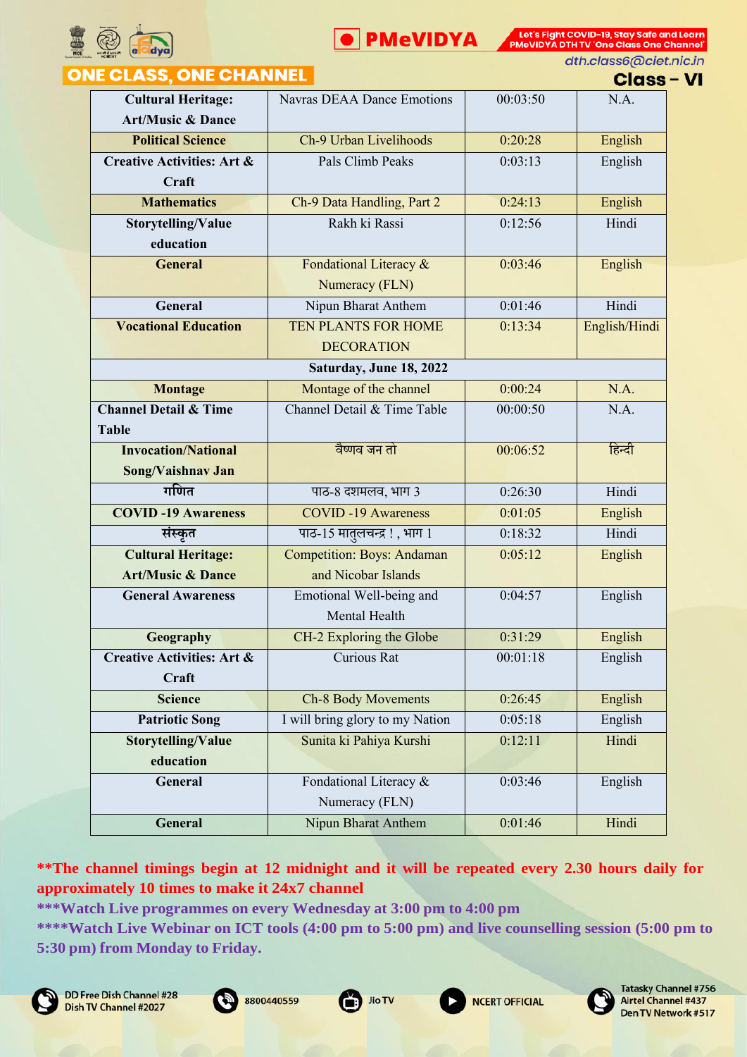## ONE CLASS, ONE CHANNEL

dth.class6@ciet.nic.in

## Class – VI

| Cultural Heritage: Art/Music & Dance | Navras DEAA Dance Emotions | 00:03:50 | N.A. |
|---|---|---|---|
| Political Science | Ch-9 Urban Livelihoods | 0:20:28 | English |
| Creative Activities: Art & Craft | Pals Climb Peaks | 0:03:13 | English |
| Mathematics | Ch-9 Data Handling, Part 2 | 0:24:13 | English |
| Storytelling/Value education | Rakh ki Rassi | 0:12:56 | Hindi |
| General | Fondational Literacy & Numeracy (FLN) | 0:03:46 | English |
| General | Nipun Bharat Anthem | 0:01:46 | Hindi |
| Vocational Education | TEN PLANTS FOR HOME DECORATION | 0:13:34 | English/Hindi |
| **Saturday, June 18, 2022** | | | |
| Montage | Montage of the channel | 0:00:24 | N.A. |
| Channel Detail & Time Table | Channel Detail & Time Table | 00:00:50 | N.A. |
| Invocation/National Song/Vaishnav Jan | वैष्णव जन तो | 00:06:52 | हिन्दी |
| गणित | पाठ-8 दशमलव, भाग 3 | 0:26:30 | Hindi |
| COVID -19 Awareness | COVID -19 Awareness | 0:01:05 | English |
| संस्कृत | पाठ-15 मातुलचन्द्र ! , भाग 1 | 0:18:32 | Hindi |
| Cultural Heritage: Art/Music & Dance | Competition: Boys: Andaman and Nicobar Islands | 0:05:12 | English |
| General Awareness | Emotional Well-being and Mental Health | 0:04:57 | English |
| Geography | CH-2 Exploring the Globe | 0:31:29 | English |
| Creative Activities: Art & Craft | Curious Rat | 00:01:18 | English |
| Science | Ch-8 Body Movements | 0:26:45 | English |
| Patriotic Song | I will bring glory to my Nation | 0:05:18 | English |
| Storytelling/Value education | Sunita ki Pahiya Kurshi | 0:12:11 | Hindi |
| General | Fondational Literacy & Numeracy (FLN) | 0:03:46 | English |
| General | Nipun Bharat Anthem | 0:01:46 | Hindi |

**\*\*The channel timings begin at 12 midnight and it will be repeated every 2.30 hours daily for approximately 10 times to make it 24x7 channel**

**\*\*\*Watch Live programmes on every Wednesday at 3:00 pm to 4:00 pm**

**\*\*\*\*Watch Live Webinar on ICT tools (4:00 pm to 5:00 pm) and live counselling session (5:00 pm to 5:30 pm) from Monday to Friday.**

DD Free Dish Channel #28, Dish TV Channel #2027 | 8800440559 | Jio TV | NCERT OFFICIAL | Tatasky Channel #756, Airtel Channel #437, Den TV Network #517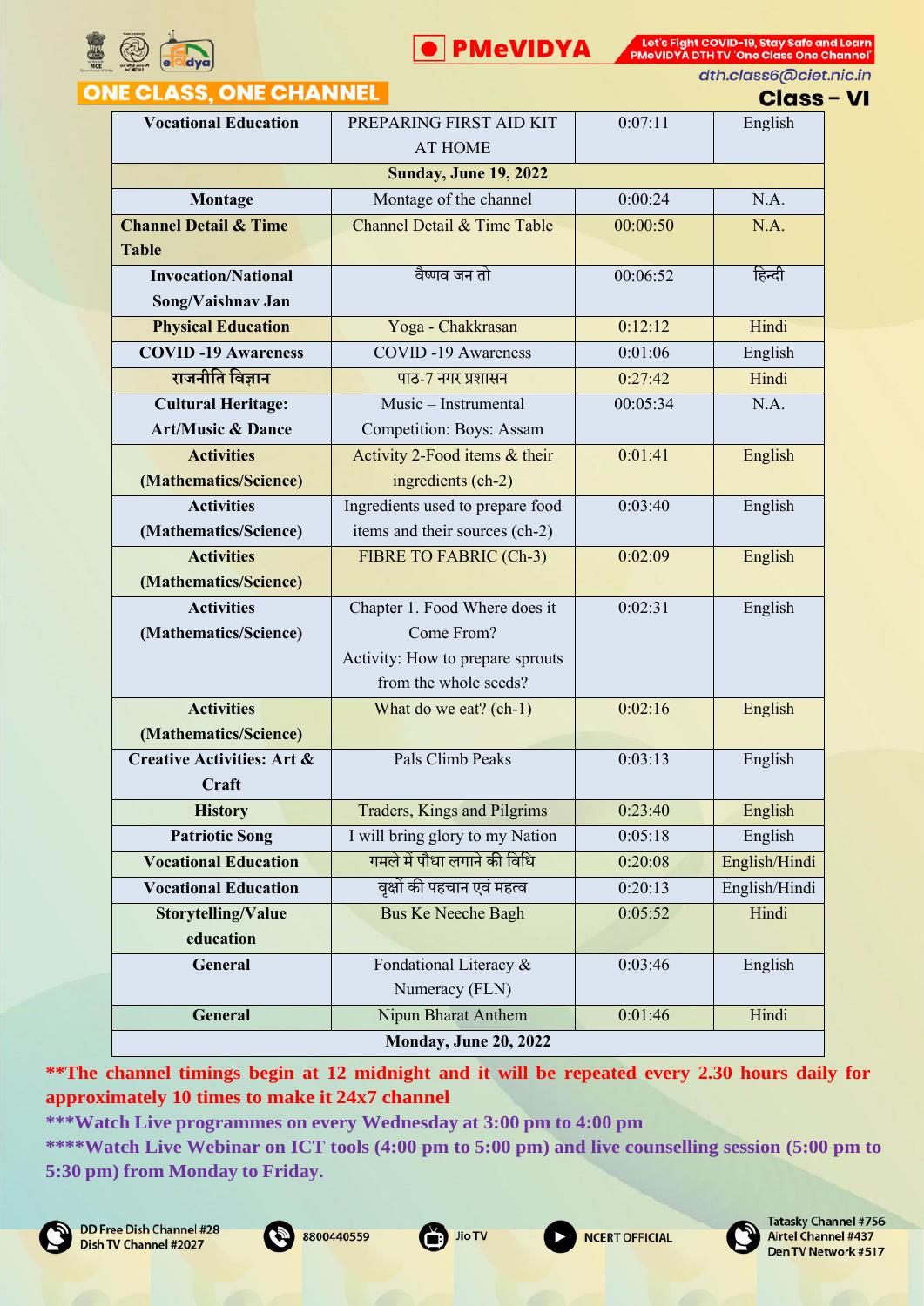| Vocational Education | PREPARING FIRST AID KIT AT HOME | 0:07:11 | English |
|---|---|---|---|
| **Sunday, June 19, 2022** | | | |
| Montage | Montage of the channel | 0:00:24 | N.A. |
| Channel Detail & Time Table | Channel Detail & Time Table | 00:00:50 | N.A. |
| Invocation/National Song/Vaishnav Jan | वैष्णव जन तो | 00:06:52 | हिन्दी |
| Physical Education | Yoga - Chakkrasan | 0:12:12 | Hindi |
| COVID -19 Awareness | COVID -19 Awareness | 0:01:06 | English |
| राजनीति विज्ञान | पाठ-7 नगर प्रशासन | 0:27:42 | Hindi |
| Cultural Heritage: Art/Music & Dance | Music – Instrumental Competition: Boys: Assam | 00:05:34 | N.A. |
| Activities (Mathematics/Science) | Activity 2-Food items & their ingredients (ch-2) | 0:01:41 | English |
| Activities (Mathematics/Science) | Ingredients used to prepare food items and their sources (ch-2) | 0:03:40 | English |
| Activities (Mathematics/Science) | FIBRE TO FABRIC (Ch-3) | 0:02:09 | English |
| Activities (Mathematics/Science) | Chapter 1. Food Where does it Come From? Activity: How to prepare sprouts from the whole seeds? | 0:02:31 | English |
| Activities (Mathematics/Science) | What do we eat? (ch-1) | 0:02:16 | English |
| Creative Activities: Art & Craft | Pals Climb Peaks | 0:03:13 | English |
| History | Traders, Kings and Pilgrims | 0:23:40 | English |
| Patriotic Song | I will bring glory to my Nation | 0:05:18 | English |
| Vocational Education | गमले में पौधा लगाने की विधि | 0:20:08 | English/Hindi |
| Vocational Education | वृक्षों की पहचान एवं महत्व | 0:20:13 | English/Hindi |
| Storytelling/Value education | Bus Ke Neeche Bagh | 0:05:52 | Hindi |
| General | Fondational Literacy & Numeracy (FLN) | 0:03:46 | English |
| General | Nipun Bharat Anthem | 0:01:46 | Hindi |
| **Monday, June 20, 2022** | | | |

**\*\*The channel timings begin at 12 midnight and it will be repeated every 2.30 hours daily for approximately 10 times to make it 24x7 channel**

**\*\*\*Watch Live programmes on every Wednesday at 3:00 pm to 4:00 pm**

**\*\*\*\*Watch Live Webinar on ICT tools (4:00 pm to 5:00 pm) and live counselling session (5:00 pm to 5:30 pm) from Monday to Friday.**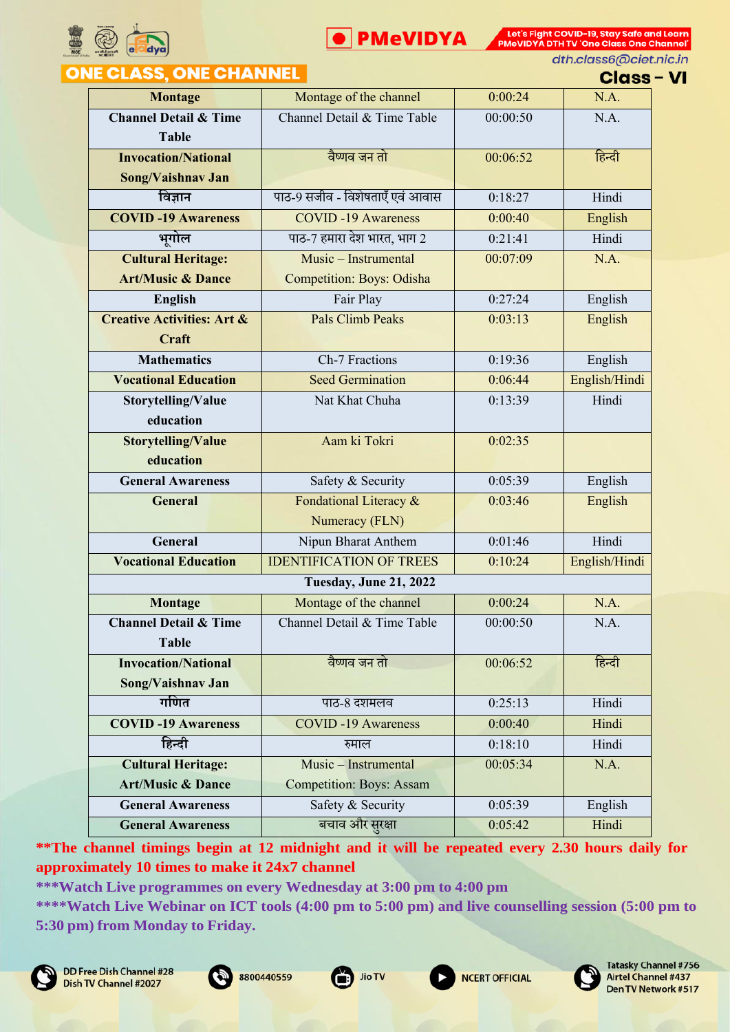# ONE CLASS, ONE CHANNEL

**PMeVIDYA**

Let's Fight COVID-19, Stay Safe and Learn
PMeVIDYA DTH TV 'One Class One Channel'

dth.class6@ciet.nic.in

## Class – VI

| | | | |
|---|---|---|---|
| **Montage** | Montage of the channel | 0:00:24 | N.A. |
| **Channel Detail & Time Table** | Channel Detail & Time Table | 00:00:50 | N.A. |
| **Invocation/National Song/Vaishnav Jan** | वैष्णव जन तो | 00:06:52 | हिन्दी |
| **विज्ञान** | पाठ-9 सजीव - विशेषताएँ एवं आवास | 0:18:27 | Hindi |
| **COVID -19 Awareness** | COVID -19 Awareness | 0:00:40 | English |
| **भूगोल** | पाठ-7 हमारा देश भारत, भाग 2 | 0:21:41 | Hindi |
| **Cultural Heritage: Art/Music & Dance** | Music – Instrumental Competition: Boys: Odisha | 00:07:09 | N.A. |
| **English** | Fair Play | 0:27:24 | English |
| **Creative Activities: Art & Craft** | Pals Climb Peaks | 0:03:13 | English |
| **Mathematics** | Ch-7 Fractions | 0:19:36 | English |
| **Vocational Education** | Seed Germination | 0:06:44 | English/Hindi |
| **Storytelling/Value education** | Nat Khat Chuha | 0:13:39 | Hindi |
| **Storytelling/Value education** | Aam ki Tokri | 0:02:35 | |
| **General Awareness** | Safety & Security | 0:05:39 | English |
| **General** | Fondational Literacy & Numeracy (FLN) | 0:03:46 | English |
| **General** | Nipun Bharat Anthem | 0:01:46 | Hindi |
| **Vocational Education** | IDENTIFICATION OF TREES | 0:10:24 | English/Hindi |
| **Tuesday, June 21, 2022** | | | |
| **Montage** | Montage of the channel | 0:00:24 | N.A. |
| **Channel Detail & Time Table** | Channel Detail & Time Table | 00:00:50 | N.A. |
| **Invocation/National Song/Vaishnav Jan** | वैष्णव जन तो | 00:06:52 | हिन्दी |
| **गणित** | पाठ-8 दशमलव | 0:25:13 | Hindi |
| **COVID -19 Awareness** | COVID -19 Awareness | 0:00:40 | Hindi |
| **हिन्दी** | रुमाल | 0:18:10 | Hindi |
| **Cultural Heritage: Art/Music & Dance** | Music – Instrumental Competition: Boys: Assam | 00:05:34 | N.A. |
| **General Awareness** | Safety & Security | 0:05:39 | English |
| **General Awareness** | बचाव और सुरक्षा | 0:05:42 | Hindi |

**\*\*The channel timings begin at 12 midnight and it will be repeated every 2.30 hours daily for approximately 10 times to make it 24x7 channel**

**\*\*\*Watch Live programmes on every Wednesday at 3:00 pm to 4:00 pm**

**\*\*\*\*Watch Live Webinar on ICT tools (4:00 pm to 5:00 pm) and live counselling session (5:00 pm to 5:30 pm) from Monday to Friday.**

DD Free Dish Channel #28 | Dish TV Channel #2027 | 8800440559 | Jio TV | NCERT OFFICIAL | Tatasky Channel #756 | Airtel Channel #437 | Den TV Network #517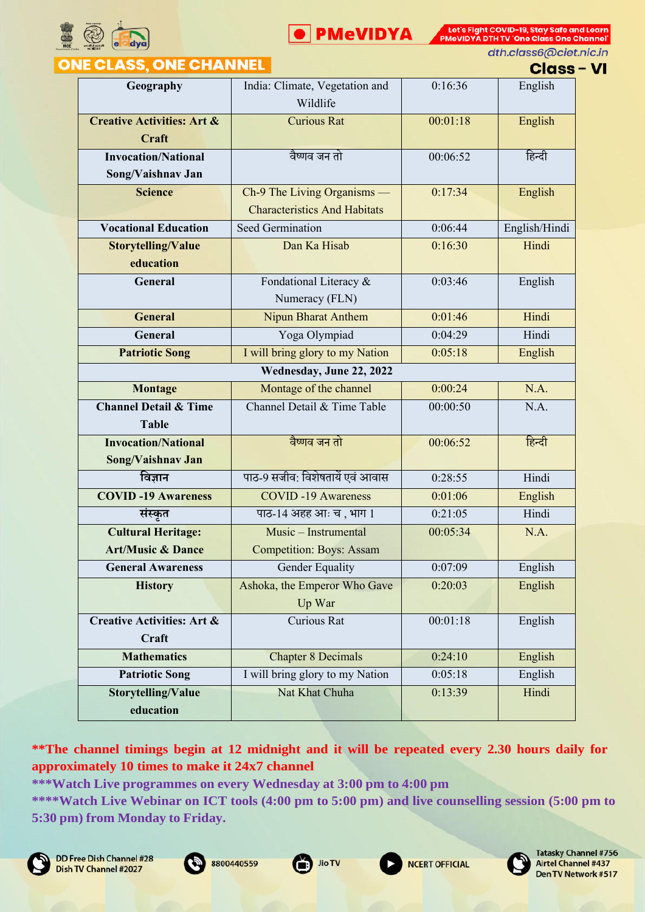| Geography | India: Climate, Vegetation and Wildlife | 0:16:36 | English |
|---|---|---|---|
| Creative Activities: Art & Craft | Curious Rat | 00:01:18 | English |
| Invocation/National Song/Vaishnav Jan | वैष्णव जन तो | 00:06:52 | हिन्दी |
| Science | Ch-9 The Living Organisms — Characteristics And Habitats | 0:17:34 | English |
| Vocational Education | Seed Germination | 0:06:44 | English/Hindi |
| Storytelling/Value education | Dan Ka Hisab | 0:16:30 | Hindi |
| General | Fondational Literacy & Numeracy (FLN) | 0:03:46 | English |
| General | Nipun Bharat Anthem | 0:01:46 | Hindi |
| General | Yoga Olympiad | 0:04:29 | Hindi |
| Patriotic Song | I will bring glory to my Nation | 0:05:18 | English |
| **Wednesday, June 22, 2022** | | | |
| Montage | Montage of the channel | 0:00:24 | N.A. |
| Channel Detail & Time Table | Channel Detail & Time Table | 00:00:50 | N.A. |
| Invocation/National Song/Vaishnav Jan | वैष्णव जन तो | 00:06:52 | हिन्दी |
| विज्ञान | पाठ-9 सजीव: विशेषतायें एवं आवास | 0:28:55 | Hindi |
| COVID -19 Awareness | COVID -19 Awareness | 0:01:06 | English |
| संस्कृत | पाठ-14 अहह आः च , भाग 1 | 0:21:05 | Hindi |
| Cultural Heritage: Art/Music & Dance | Music – Instrumental Competition: Boys: Assam | 00:05:34 | N.A. |
| General Awareness | Gender Equality | 0:07:09 | English |
| History | Ashoka, the Emperor Who Gave Up War | 0:20:03 | English |
| Creative Activities: Art & Craft | Curious Rat | 00:01:18 | English |
| Mathematics | Chapter 8 Decimals | 0:24:10 | English |
| Patriotic Song | I will bring glory to my Nation | 0:05:18 | English |
| Storytelling/Value education | Nat Khat Chuha | 0:13:39 | Hindi |

**\*\*The channel timings begin at 12 midnight and it will be repeated every 2.30 hours daily for approximately 10 times to make it 24x7 channel**

**\*\*\*Watch Live programmes on every Wednesday at 3:00 pm to 4:00 pm**

**\*\*\*\*Watch Live Webinar on ICT tools (4:00 pm to 5:00 pm) and live counselling session (5:00 pm to 5:30 pm) from Monday to Friday.**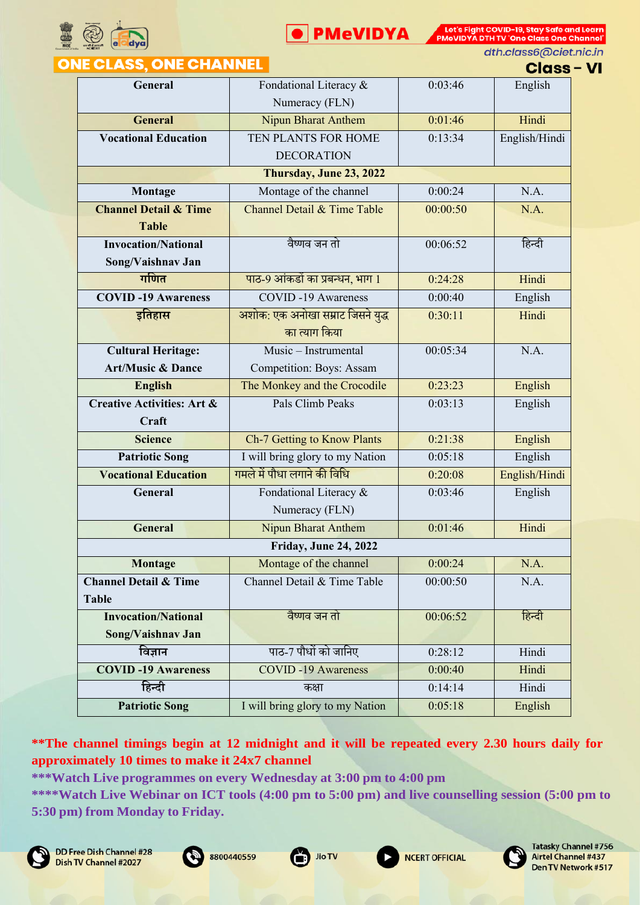| | | | |
|---|---|---|---|
| **General** | Fondational Literacy & Numeracy (FLN) | 0:03:46 | English |
| **General** | Nipun Bharat Anthem | 0:01:46 | Hindi |
| **Vocational Education** | TEN PLANTS FOR HOME DECORATION | 0:13:34 | English/Hindi |
| | **Thursday, June 23, 2022** | | |
| **Montage** | Montage of the channel | 0:00:24 | N.A. |
| **Channel Detail & Time Table** | Channel Detail & Time Table | 00:00:50 | N.A. |
| **Invocation/National Song/Vaishnav Jan** | वैष्णव जन तो | 00:06:52 | हिन्दी |
| **गणित** | पाठ-9 आंकड़ों का प्रबन्धन, भाग 1 | 0:24:28 | Hindi |
| **COVID -19 Awareness** | COVID -19 Awareness | 0:00:40 | English |
| **इतिहास** | अशोक: एक अनोखा सम्राट जिसने युद्ध का त्याग किया | 0:30:11 | Hindi |
| **Cultural Heritage: Art/Music & Dance** | Music – Instrumental Competition: Boys: Assam | 00:05:34 | N.A. |
| **English** | The Monkey and the Crocodile | 0:23:23 | English |
| **Creative Activities: Art & Craft** | Pals Climb Peaks | 0:03:13 | English |
| **Science** | Ch-7 Getting to Know Plants | 0:21:38 | English |
| **Patriotic Song** | I will bring glory to my Nation | 0:05:18 | English |
| **Vocational Education** | गमले में पौधा लगाने की विधि | 0:20:08 | English/Hindi |
| **General** | Fondational Literacy & Numeracy (FLN) | 0:03:46 | English |
| **General** | Nipun Bharat Anthem | 0:01:46 | Hindi |
| | **Friday, June 24, 2022** | | |
| **Montage** | Montage of the channel | 0:00:24 | N.A. |
| **Channel Detail & Time Table** | Channel Detail & Time Table | 00:00:50 | N.A. |
| **Invocation/National Song/Vaishnav Jan** | वैष्णव जन तो | 00:06:52 | हिन्दी |
| **विज्ञान** | पाठ-7 पौधों को जानिए | 0:28:12 | Hindi |
| **COVID -19 Awareness** | COVID -19 Awareness | 0:00:40 | Hindi |
| **हिन्दी** | कक्षा | 0:14:14 | Hindi |
| **Patriotic Song** | I will bring glory to my Nation | 0:05:18 | English |

****The channel timings begin at 12 midnight and it will be repeated every 2.30 hours daily for approximately 10 times to make it 24x7 channel**

*****Watch Live programmes on every Wednesday at 3:00 pm to 4:00 pm**

******Watch Live Webinar on ICT tools (4:00 pm to 5:00 pm) and live counselling session (5:00 pm to 5:30 pm) from Monday to Friday.**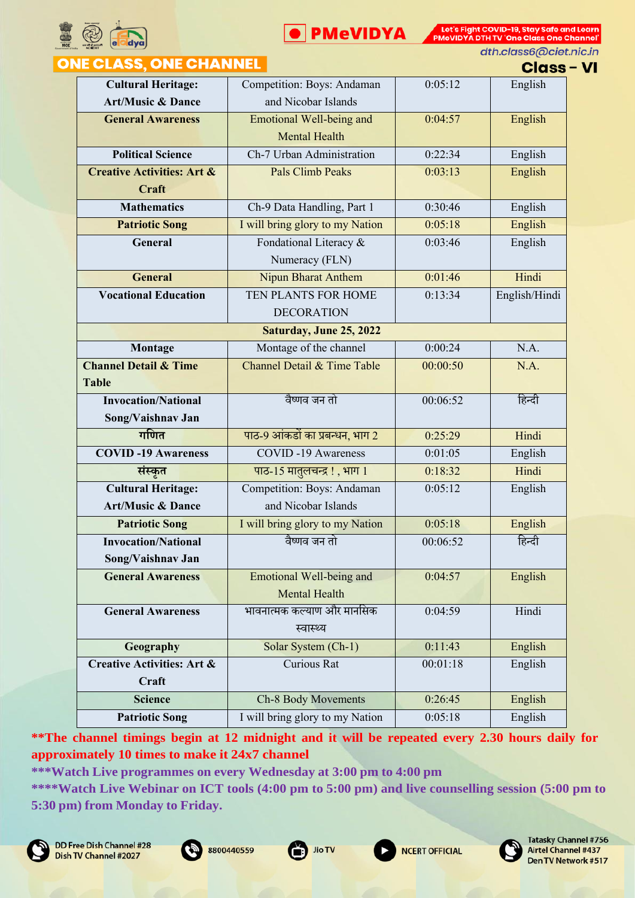| Cultural Heritage: Art/Music & Dance | Competition: Boys: Andaman and Nicobar Islands | 0:05:12 | English |
|---|---|---|---|
| General Awareness | Emotional Well-being and Mental Health | 0:04:57 | English |
| Political Science | Ch-7 Urban Administration | 0:22:34 | English |
| Creative Activities: Art & Craft | Pals Climb Peaks | 0:03:13 | English |
| Mathematics | Ch-9 Data Handling, Part 1 | 0:30:46 | English |
| Patriotic Song | I will bring glory to my Nation | 0:05:18 | English |
| General | Fondational Literacy & Numeracy (FLN) | 0:03:46 | English |
| General | Nipun Bharat Anthem | 0:01:46 | Hindi |
| Vocational Education | TEN PLANTS FOR HOME DECORATION | 0:13:34 | English/Hindi |
| | **Saturday, June 25, 2022** | | |
| Montage | Montage of the channel | 0:00:24 | N.A. |
| Channel Detail & Time Table | Channel Detail & Time Table | 00:00:50 | N.A. |
| Invocation/National Song/Vaishnav Jan | वैष्णव जन तो | 00:06:52 | हिन्दी |
| गणित | पाठ-9 आंकड़ों का प्रबन्धन, भाग 2 | 0:25:29 | Hindi |
| COVID -19 Awareness | COVID -19 Awareness | 0:01:05 | English |
| संस्कृत | पाठ-15 मातुलचन्द्र ! , भाग 1 | 0:18:32 | Hindi |
| Cultural Heritage: Art/Music & Dance | Competition: Boys: Andaman and Nicobar Islands | 0:05:12 | English |
| Patriotic Song | I will bring glory to my Nation | 0:05:18 | English |
| Invocation/National Song/Vaishnav Jan | वैष्णव जन तो | 00:06:52 | हिन्दी |
| General Awareness | Emotional Well-being and Mental Health | 0:04:57 | English |
| General Awareness | भावनात्मक कल्याण और मानसिक स्वास्थ्य | 0:04:59 | Hindi |
| Geography | Solar System (Ch-1) | 0:11:43 | English |
| Creative Activities: Art & Craft | Curious Rat | 00:01:18 | English |
| Science | Ch-8 Body Movements | 0:26:45 | English |
| Patriotic Song | I will bring glory to my Nation | 0:05:18 | English |

**\*\*The channel timings begin at 12 midnight and it will be repeated every 2.30 hours daily for approximately 10 times to make it 24x7 channel**

**\*\*\*Watch Live programmes on every Wednesday at 3:00 pm to 4:00 pm**

**\*\*\*\*Watch Live Webinar on ICT tools (4:00 pm to 5:00 pm) and live counselling session (5:00 pm to 5:30 pm) from Monday to Friday.**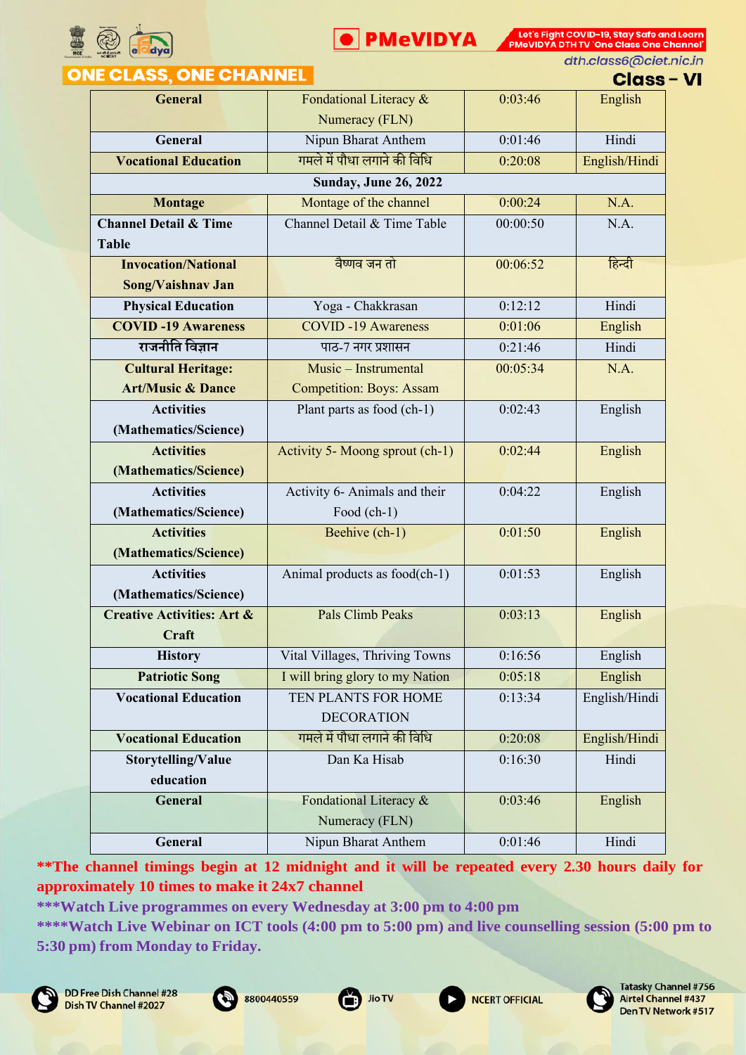ONE CLASS, ONE CHANNEL

PMeVIDYA

Let's Fight COVID-19, Stay Safe and Learn PMeVIDYA DTH TV 'One Class One Channel'

dth.class6@ciet.nic.in

**Class – VI**

| | | | |
|---|---|---|---|
| **General** | Fondational Literacy & Numeracy (FLN) | 0:03:46 | English |
| **General** | Nipun Bharat Anthem | 0:01:46 | Hindi |
| **Vocational Education** | गमले में पौधा लगाने की विधि | 0:20:08 | English/Hindi |
| **Sunday, June 26, 2022** | | | |
| **Montage** | Montage of the channel | 0:00:24 | N.A. |
| **Channel Detail & Time Table** | Channel Detail & Time Table | 00:00:50 | N.A. |
| **Invocation/National Song/Vaishnav Jan** | वैष्णव जन तो | 00:06:52 | हिन्दी |
| **Physical Education** | Yoga - Chakkrasan | 0:12:12 | Hindi |
| **COVID -19 Awareness** | COVID -19 Awareness | 0:01:06 | English |
| **राजनीति विज्ञान** | पाठ-7 नगर प्रशासन | 0:21:46 | Hindi |
| **Cultural Heritage: Art/Music & Dance** | Music – Instrumental Competition: Boys: Assam | 00:05:34 | N.A. |
| **Activities (Mathematics/Science)** | Plant parts as food (ch-1) | 0:02:43 | English |
| **Activities (Mathematics/Science)** | Activity 5- Moong sprout (ch-1) | 0:02:44 | English |
| **Activities (Mathematics/Science)** | Activity 6- Animals and their Food (ch-1) | 0:04:22 | English |
| **Activities (Mathematics/Science)** | Beehive (ch-1) | 0:01:50 | English |
| **Activities (Mathematics/Science)** | Animal products as food(ch-1) | 0:01:53 | English |
| **Creative Activities: Art & Craft** | Pals Climb Peaks | 0:03:13 | English |
| **History** | Vital Villages, Thriving Towns | 0:16:56 | English |
| **Patriotic Song** | I will bring glory to my Nation | 0:05:18 | English |
| **Vocational Education** | TEN PLANTS FOR HOME DECORATION | 0:13:34 | English/Hindi |
| **Vocational Education** | गमले में पौधा लगाने की विधि | 0:20:08 | English/Hindi |
| **Storytelling/Value education** | Dan Ka Hisab | 0:16:30 | Hindi |
| **General** | Fondational Literacy & Numeracy (FLN) | 0:03:46 | English |
| **General** | Nipun Bharat Anthem | 0:01:46 | Hindi |

**\*\*The channel timings begin at 12 midnight and it will be repeated every 2.30 hours daily for approximately 10 times to make it 24x7 channel**

**\*\*\*Watch Live programmes on every Wednesday at 3:00 pm to 4:00 pm**

**\*\*\*\*Watch Live Webinar on ICT tools (4:00 pm to 5:00 pm) and live counselling session (5:00 pm to 5:30 pm) from Monday to Friday.**

DD Free Dish Channel #28 Dish TV Channel #2027 | 8800440559 | Jio TV | NCERT OFFICIAL | Tatasky Channel #756 Airtel Channel #437 Den TV Network #517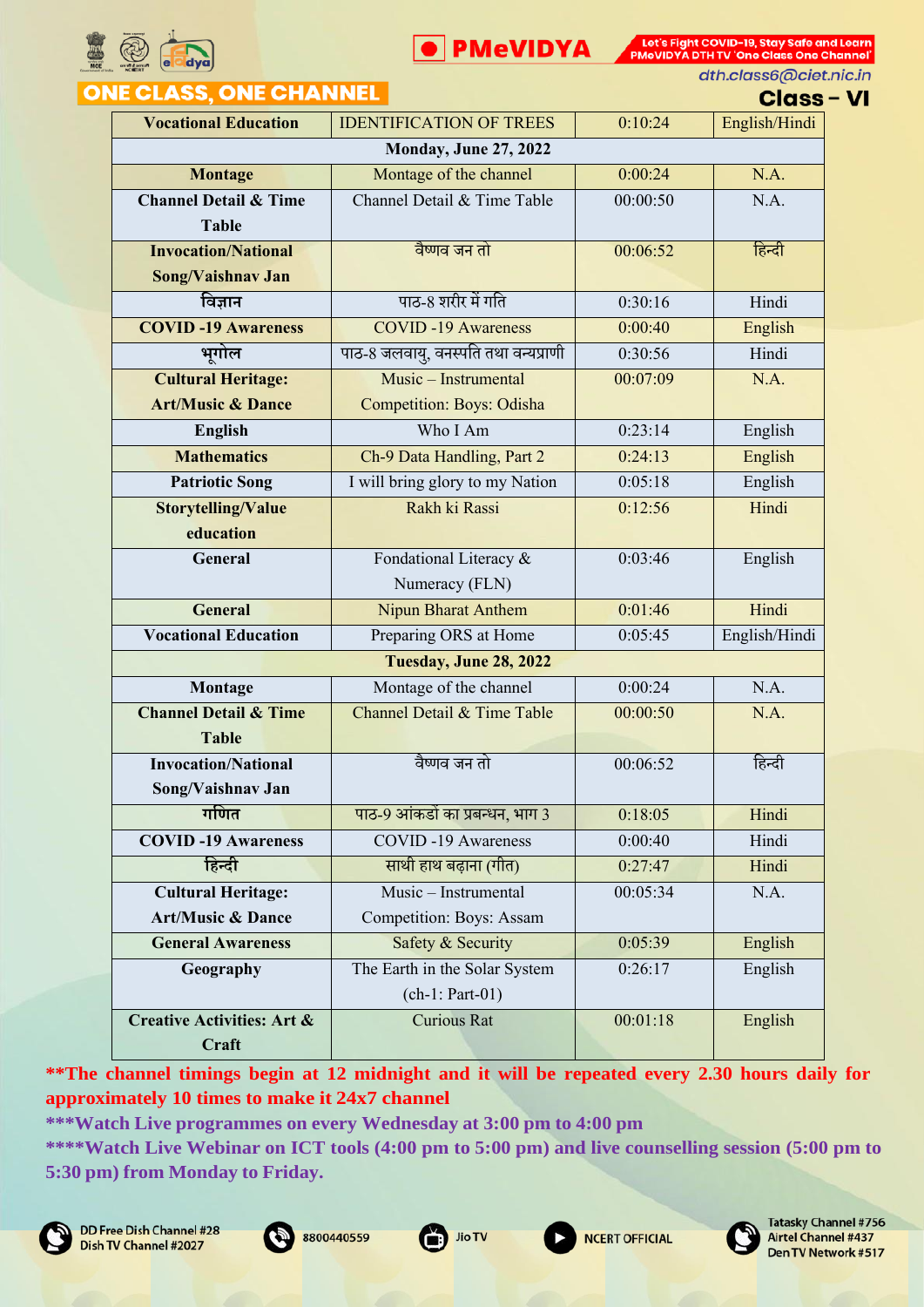# ONE CLASS, ONE CHANNEL

PMeVIDYA — Let's Fight COVID-19, Stay Safe and Learn PMeVIDYA DTH TV 'One Class One Channel'

dth.class6@ciet.nic.in

## Class – VI

| Vocational Education | IDENTIFICATION OF TREES | 0:10:24 | English/Hindi |
|---|---|---|---|
| **Monday, June 27, 2022** | | | |
| **Montage** | Montage of the channel | 0:00:24 | N.A. |
| **Channel Detail & Time Table** | Channel Detail & Time Table | 00:00:50 | N.A. |
| **Invocation/National Song/Vaishnav Jan** | वैष्णव जन तो | 00:06:52 | हिन्दी |
| **विज्ञान** | पाठ-8 शरीर में गति | 0:30:16 | Hindi |
| **COVID -19 Awareness** | COVID -19 Awareness | 0:00:40 | English |
| **भूगोल** | पाठ-8 जलवायु, वनस्पति तथा वन्यप्राणी | 0:30:56 | Hindi |
| **Cultural Heritage: Art/Music & Dance** | Music – Instrumental Competition: Boys: Odisha | 00:07:09 | N.A. |
| **English** | Who I Am | 0:23:14 | English |
| **Mathematics** | Ch-9 Data Handling, Part 2 | 0:24:13 | English |
| **Patriotic Song** | I will bring glory to my Nation | 0:05:18 | English |
| **Storytelling/Value education** | Rakh ki Rassi | 0:12:56 | Hindi |
| **General** | Fondational Literacy & Numeracy (FLN) | 0:03:46 | English |
| **General** | Nipun Bharat Anthem | 0:01:46 | Hindi |
| **Vocational Education** | Preparing ORS at Home | 0:05:45 | English/Hindi |
| **Tuesday, June 28, 2022** | | | |
| **Montage** | Montage of the channel | 0:00:24 | N.A. |
| **Channel Detail & Time Table** | Channel Detail & Time Table | 00:00:50 | N.A. |
| **Invocation/National Song/Vaishnav Jan** | वैष्णव जन तो | 00:06:52 | हिन्दी |
| **गणित** | पाठ-9 आंकडों का प्रबन्धन, भाग 3 | 0:18:05 | Hindi |
| **COVID -19 Awareness** | COVID -19 Awareness | 0:00:40 | Hindi |
| **हिन्दी** | साथी हाथ बढ़ाना (गीत) | 0:27:47 | Hindi |
| **Cultural Heritage: Art/Music & Dance** | Music – Instrumental Competition: Boys: Assam | 00:05:34 | N.A. |
| **General Awareness** | Safety & Security | 0:05:39 | English |
| **Geography** | The Earth in the Solar System (ch-1: Part-01) | 0:26:17 | English |
| **Creative Activities: Art & Craft** | Curious Rat | 00:01:18 | English |

**\*\*The channel timings begin at 12 midnight and it will be repeated every 2.30 hours daily for approximately 10 times to make it 24x7 channel**

**\*\*\*Watch Live programmes on every Wednesday at 3:00 pm to 4:00 pm**

**\*\*\*\*Watch Live Webinar on ICT tools (4:00 pm to 5:00 pm) and live counselling session (5:00 pm to 5:30 pm) from Monday to Friday.**

DD Free Dish Channel #28, Dish TV Channel #2027 | 8800440559 | Jio TV | NCERT OFFICIAL | Tatasky Channel #756, Airtel Channel #437, Den TV Network #517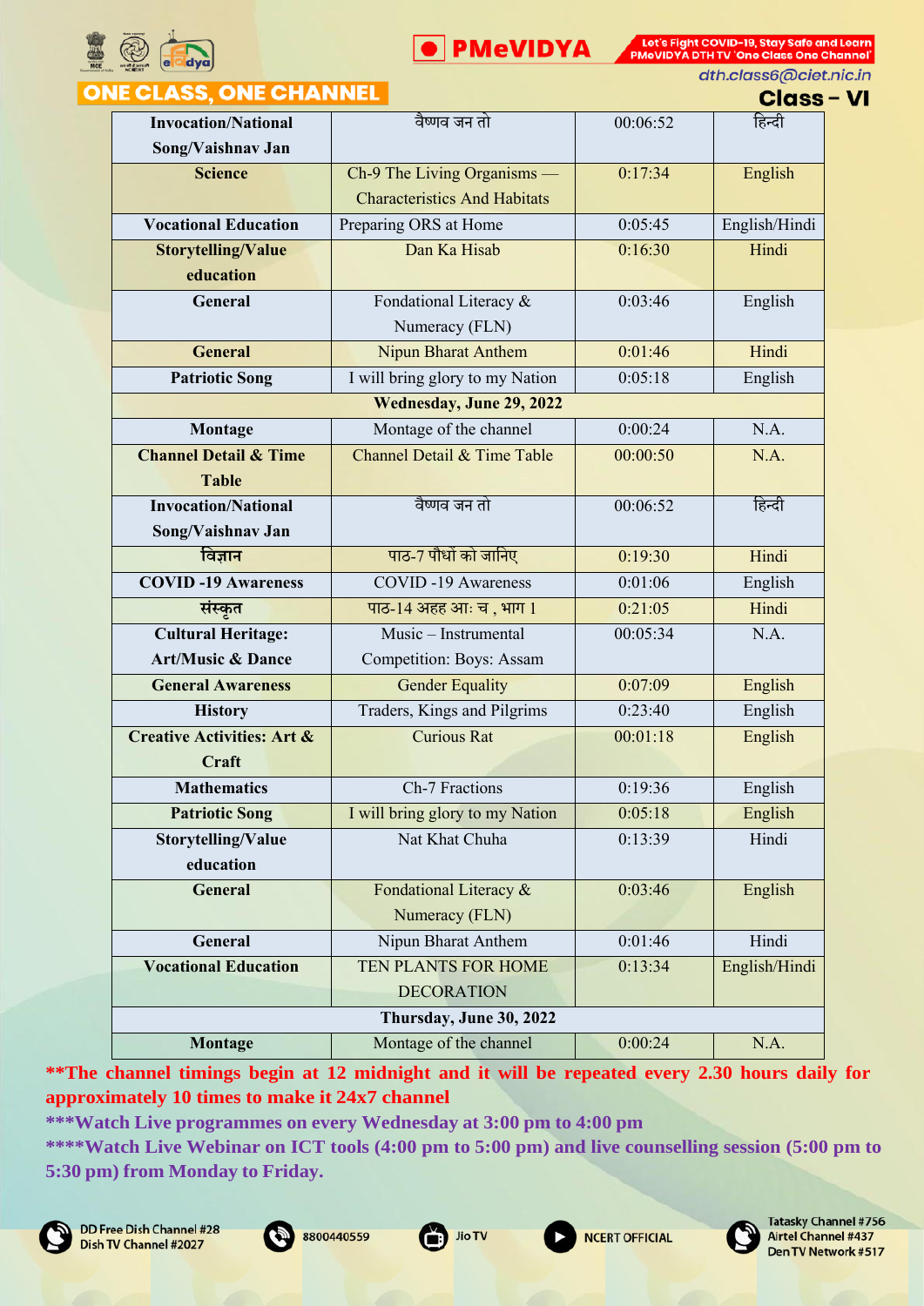ONE CLASS, ONE CHANNEL

dth.class6@ciet.nic.in

**Class – VI**

| | | | |
|---|---|---|---|
| **Invocation/National Song/Vaishnav Jan** | वैष्णव जन तो | 00:06:52 | हिन्दी |
| **Science** | Ch-9 The Living Organisms — Characteristics And Habitats | 0:17:34 | English |
| **Vocational Education** | Preparing ORS at Home | 0:05:45 | English/Hindi |
| **Storytelling/Value education** | Dan Ka Hisab | 0:16:30 | Hindi |
| **General** | Fondational Literacy & Numeracy (FLN) | 0:03:46 | English |
| **General** | Nipun Bharat Anthem | 0:01:46 | Hindi |
| **Patriotic Song** | I will bring glory to my Nation | 0:05:18 | English |
| **Wednesday, June 29, 2022** | | | |
| **Montage** | Montage of the channel | 0:00:24 | N.A. |
| **Channel Detail & Time Table** | Channel Detail & Time Table | 00:00:50 | N.A. |
| **Invocation/National Song/Vaishnav Jan** | वैष्णव जन तो | 00:06:52 | हिन्दी |
| **विज्ञान** | पाठ-7 पौधों को जानिए | 0:19:30 | Hindi |
| **COVID -19 Awareness** | COVID -19 Awareness | 0:01:06 | English |
| **संस्कृत** | पाठ-14 अहह आः च , भाग 1 | 0:21:05 | Hindi |
| **Cultural Heritage: Art/Music & Dance** | Music – Instrumental Competition: Boys: Assam | 00:05:34 | N.A. |
| **General Awareness** | Gender Equality | 0:07:09 | English |
| **History** | Traders, Kings and Pilgrims | 0:23:40 | English |
| **Creative Activities: Art & Craft** | Curious Rat | 00:01:18 | English |
| **Mathematics** | Ch-7 Fractions | 0:19:36 | English |
| **Patriotic Song** | I will bring glory to my Nation | 0:05:18 | English |
| **Storytelling/Value education** | Nat Khat Chuha | 0:13:39 | Hindi |
| **General** | Fondational Literacy & Numeracy (FLN) | 0:03:46 | English |
| **General** | Nipun Bharat Anthem | 0:01:46 | Hindi |
| **Vocational Education** | TEN PLANTS FOR HOME DECORATION | 0:13:34 | English/Hindi |
| **Thursday, June 30, 2022** | | | |
| **Montage** | Montage of the channel | 0:00:24 | N.A. |

****The channel timings begin at 12 midnight and it will be repeated every 2.30 hours daily for approximately 10 times to make it 24x7 channel**

*****Watch Live programmes on every Wednesday at 3:00 pm to 4:00 pm**

******Watch Live Webinar on ICT tools (4:00 pm to 5:00 pm) and live counselling session (5:00 pm to 5:30 pm) from Monday to Friday.**

DD Free Dish Channel #28
Dish TV Channel #2027

8800440559

Jio TV

NCERT OFFICIAL

Tatasky Channel #756
Airtel Channel #437
Den TV Network #517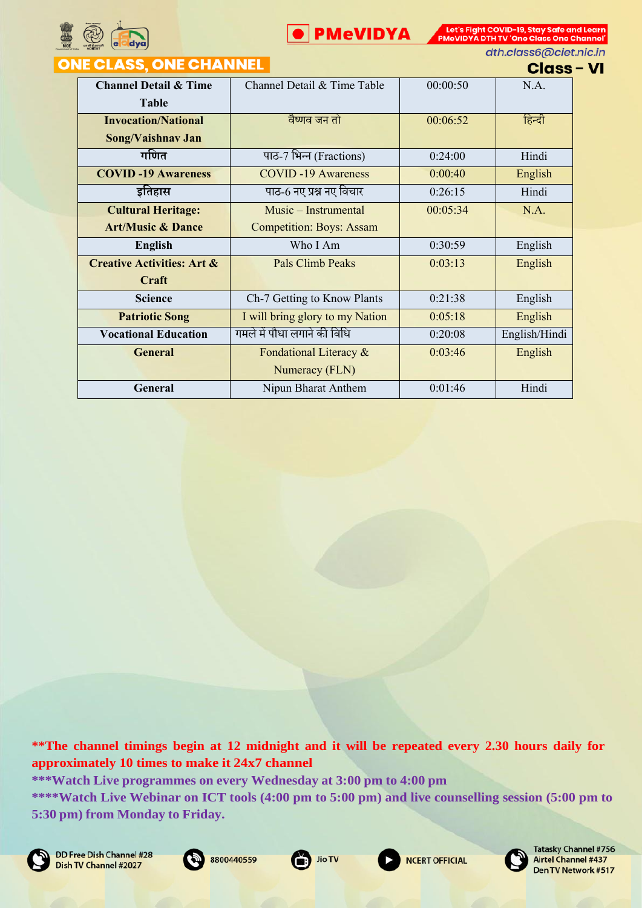PMeVIDYA

Let's Fight COVID-19, Stay Safe and Learn PMeVIDYA DTH TV 'One Class One Channel'

ONE CLASS, ONE CHANNEL

dth.class6@ciet.nic.in

**Class – VI**

| | | | |
|---|---|---|---|
| **Channel Detail & Time Table** | Channel Detail & Time Table | 00:00:50 | N.A. |
| **Invocation/National Song/Vaishnav Jan** | वैष्णव जन तो | 00:06:52 | हिन्दी |
| **गणित** | पाठ-7 भिन्न (Fractions) | 0:24:00 | Hindi |
| **COVID -19 Awareness** | COVID -19 Awareness | 0:00:40 | English |
| **इतिहास** | पाठ-6 नए प्रश्न नए विचार | 0:26:15 | Hindi |
| **Cultural Heritage: Art/Music & Dance** | Music – Instrumental Competition: Boys: Assam | 00:05:34 | N.A. |
| **English** | Who I Am | 0:30:59 | English |
| **Creative Activities: Art & Craft** | Pals Climb Peaks | 0:03:13 | English |
| **Science** | Ch-7 Getting to Know Plants | 0:21:38 | English |
| **Patriotic Song** | I will bring glory to my Nation | 0:05:18 | English |
| **Vocational Education** | गमले में पौधा लगाने की विधि | 0:20:08 | English/Hindi |
| **General** | Fondational Literacy & Numeracy (FLN) | 0:03:46 | English |
| **General** | Nipun Bharat Anthem | 0:01:46 | Hindi |

**\*\*The channel timings begin at 12 midnight and it will be repeated every 2.30 hours daily for approximately 10 times to make it 24x7 channel**

**\*\*\*Watch Live programmes on every Wednesday at 3:00 pm to 4:00 pm**

**\*\*\*\*Watch Live Webinar on ICT tools (4:00 pm to 5:00 pm) and live counselling session (5:00 pm to 5:30 pm) from Monday to Friday.**

DD Free Dish Channel #28
Dish TV Channel #2027

8800440559

Jio TV

NCERT OFFICIAL

Tatasky Channel #756
Airtel Channel #437
Den TV Network #517